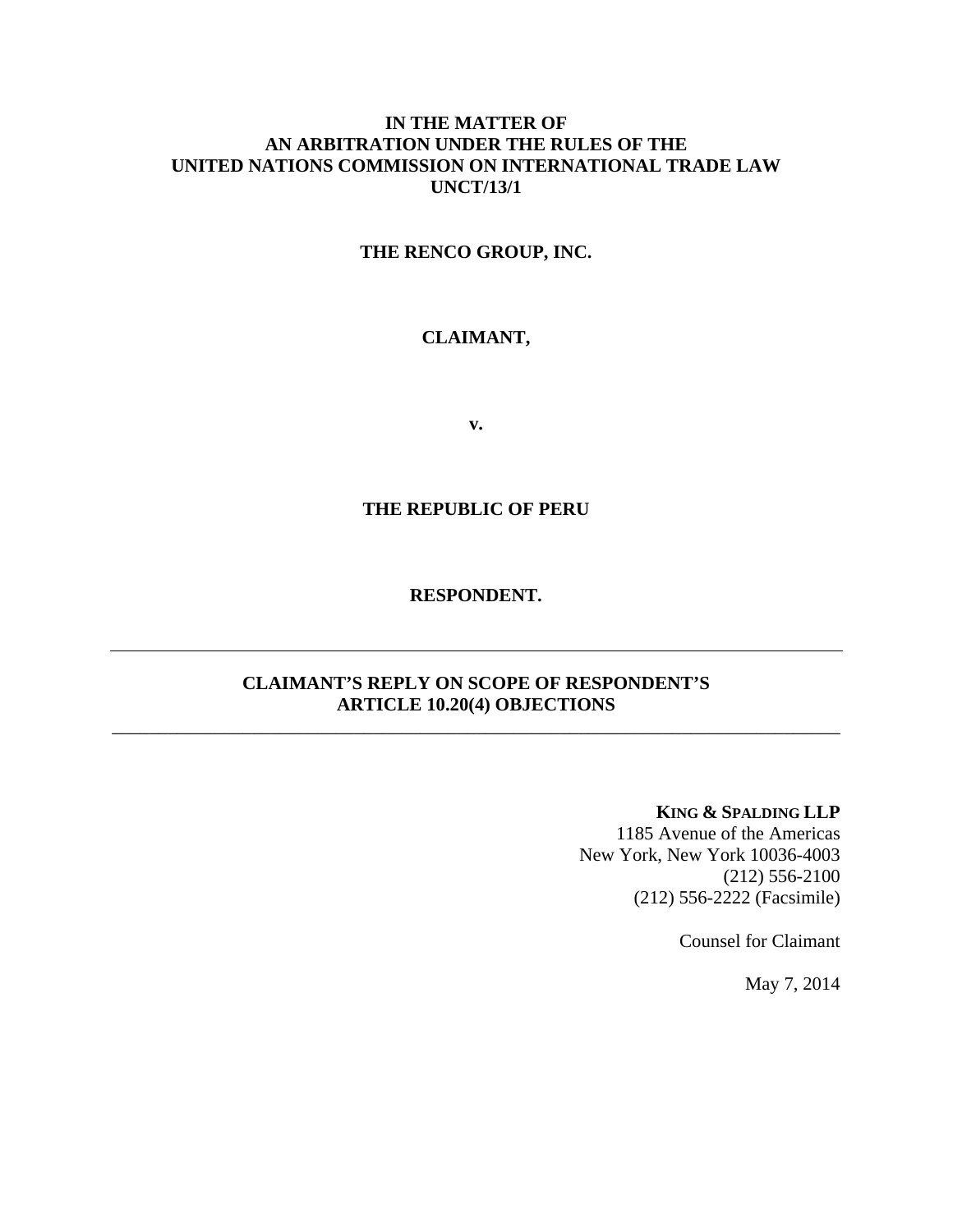**IN THE MATTER OF**
**AN ARBITRATION UNDER THE RULES OF THE**
**UNITED NATIONS COMMISSION ON INTERNATIONAL TRADE LAW**
**UNCT/13/1**

**THE RENCO GROUP, INC.**

**CLAIMANT,**

**v.**

**THE REPUBLIC OF PERU**

**RESPONDENT.**

---

# CLAIMANT'S REPLY ON SCOPE OF RESPONDENT'S ARTICLE 10.20(4) OBJECTIONS

---

**KING & SPALDING LLP**
1185 Avenue of the Americas
New York, New York 10036-4003
(212) 556-2100
(212) 556-2222 (Facsimile)

Counsel for Claimant

May 7, 2014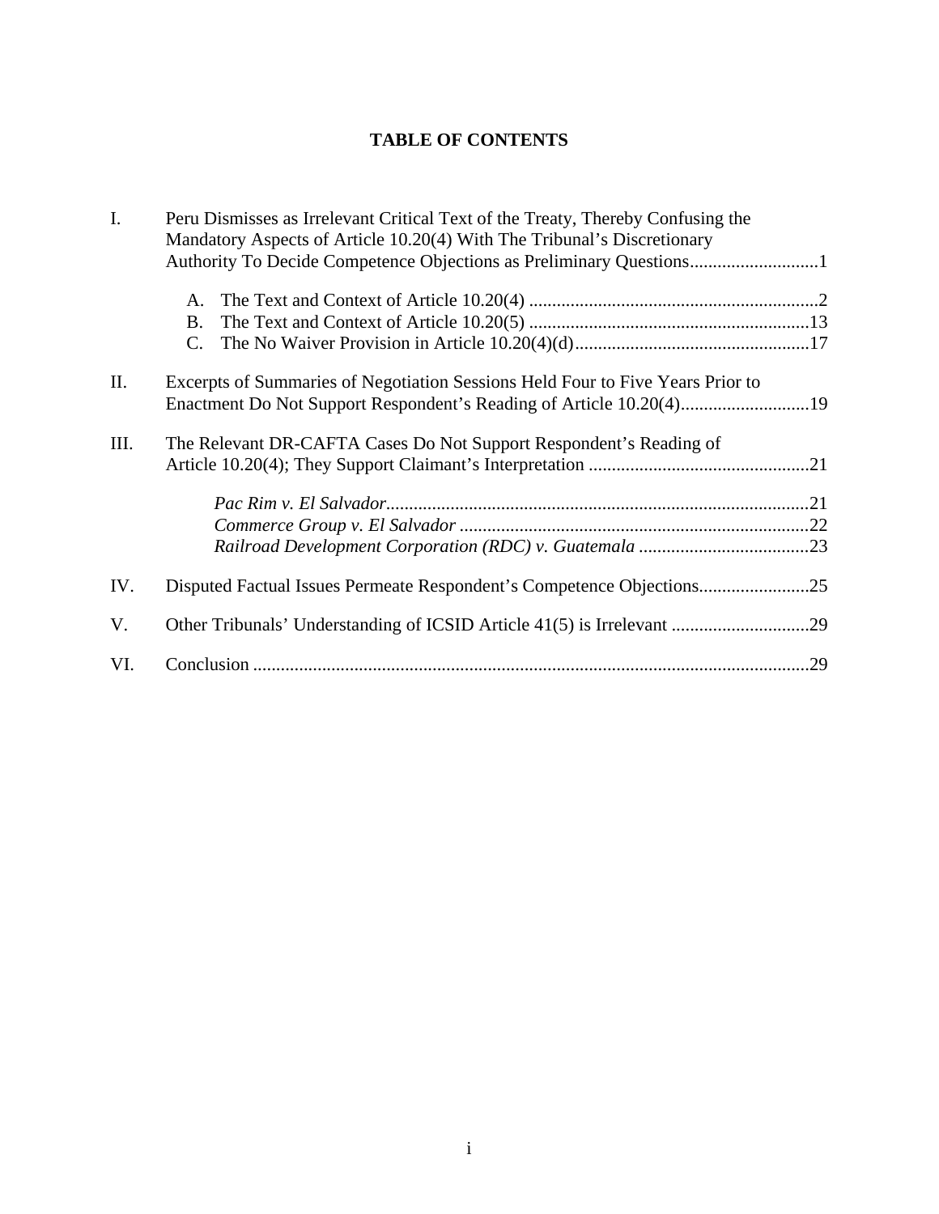# TABLE OF CONTENTS

I. Peru Dismisses as Irrelevant Critical Text of the Treaty, Thereby Confusing the Mandatory Aspects of Article 10.20(4) With The Tribunal's Discretionary Authority To Decide Competence Objections as Preliminary Questions............................1

- A. The Text and Context of Article 10.20(4) ...............................................................2
- B. The Text and Context of Article 10.20(5) .............................................................13
- C. The No Waiver Provision in Article 10.20(4)(d)...................................................17

II. Excerpts of Summaries of Negotiation Sessions Held Four to Five Years Prior to Enactment Do Not Support Respondent's Reading of Article 10.20(4)............................19

III. The Relevant DR-CAFTA Cases Do Not Support Respondent's Reading of Article 10.20(4); They Support Claimant's Interpretation ................................................21

- *Pac Rim v. El Salvador*............................................................................................21
- *Commerce Group v. El Salvador* ............................................................................22
- *Railroad Development Corporation (RDC) v. Guatemala* .....................................23

IV. Disputed Factual Issues Permeate Respondent's Competence Objections........................25

V. Other Tribunals' Understanding of ICSID Article 41(5) is Irrelevant ..............................29

VI. Conclusion .........................................................................................................................29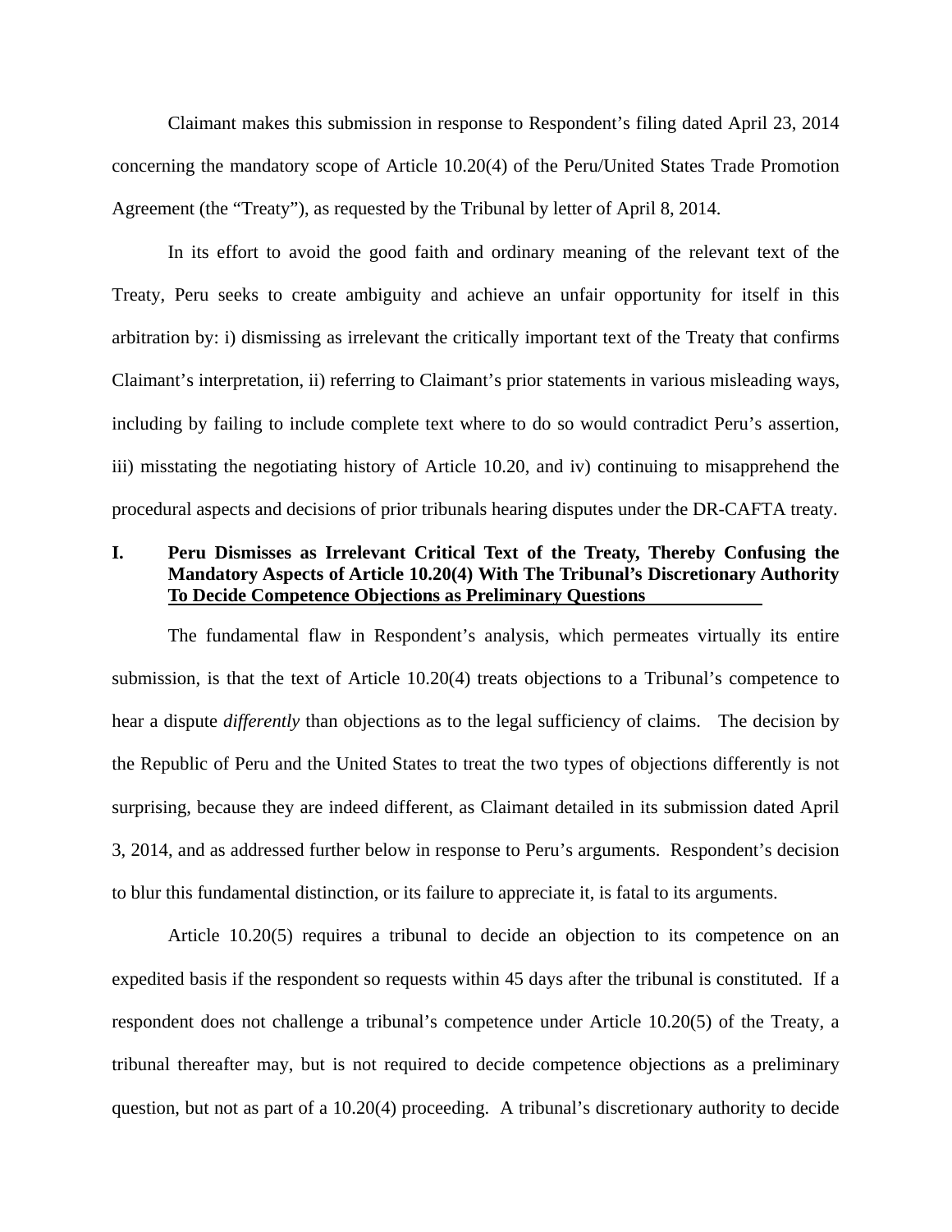Claimant makes this submission in response to Respondent's filing dated April 23, 2014 concerning the mandatory scope of Article 10.20(4) of the Peru/United States Trade Promotion Agreement (the "Treaty"), as requested by the Tribunal by letter of April 8, 2014.

In its effort to avoid the good faith and ordinary meaning of the relevant text of the Treaty, Peru seeks to create ambiguity and achieve an unfair opportunity for itself in this arbitration by: i) dismissing as irrelevant the critically important text of the Treaty that confirms Claimant's interpretation, ii) referring to Claimant's prior statements in various misleading ways, including by failing to include complete text where to do so would contradict Peru's assertion, iii) misstating the negotiating history of Article 10.20, and iv) continuing to misapprehend the procedural aspects and decisions of prior tribunals hearing disputes under the DR-CAFTA treaty.

## I. Peru Dismisses as Irrelevant Critical Text of the Treaty, Thereby Confusing the Mandatory Aspects of Article 10.20(4) With The Tribunal's Discretionary Authority To Decide Competence Objections as Preliminary Questions

The fundamental flaw in Respondent's analysis, which permeates virtually its entire submission, is that the text of Article 10.20(4) treats objections to a Tribunal's competence to hear a dispute *differently* than objections as to the legal sufficiency of claims. The decision by the Republic of Peru and the United States to treat the two types of objections differently is not surprising, because they are indeed different, as Claimant detailed in its submission dated April 3, 2014, and as addressed further below in response to Peru's arguments. Respondent's decision to blur this fundamental distinction, or its failure to appreciate it, is fatal to its arguments.

Article 10.20(5) requires a tribunal to decide an objection to its competence on an expedited basis if the respondent so requests within 45 days after the tribunal is constituted. If a respondent does not challenge a tribunal's competence under Article 10.20(5) of the Treaty, a tribunal thereafter may, but is not required to decide competence objections as a preliminary question, but not as part of a 10.20(4) proceeding. A tribunal's discretionary authority to decide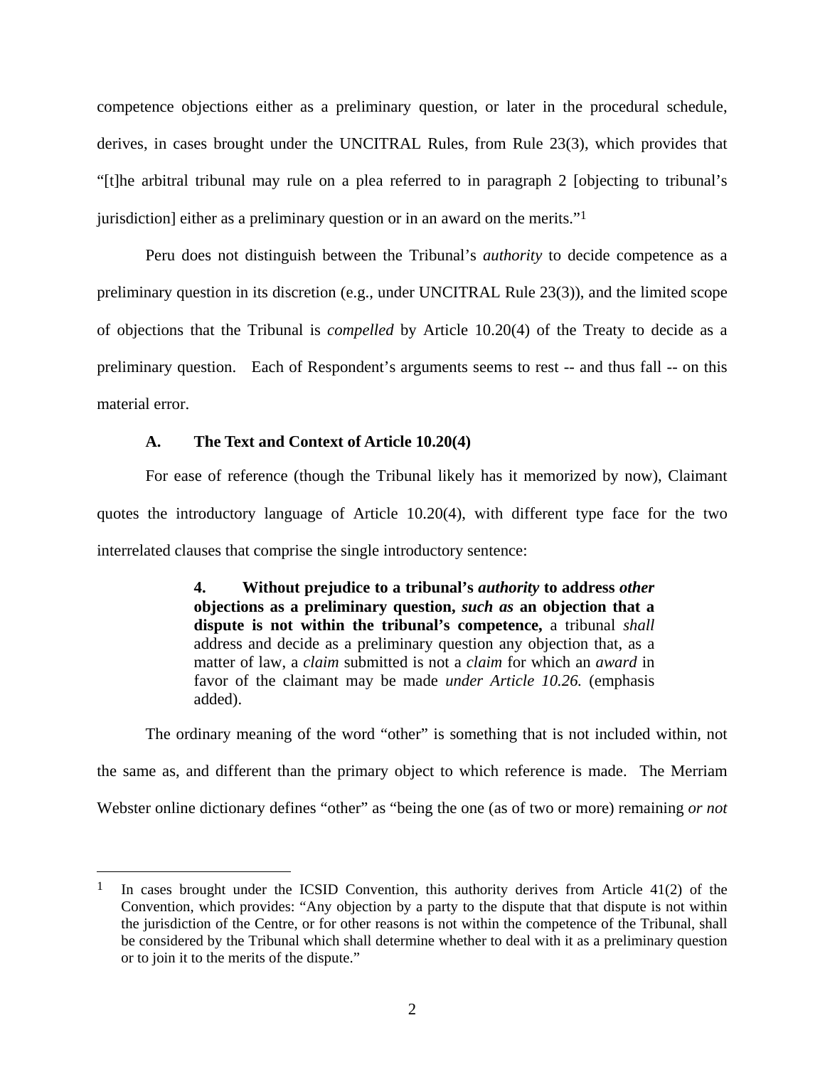competence objections either as a preliminary question, or later in the procedural schedule, derives, in cases brought under the UNCITRAL Rules, from Rule 23(3), which provides that "[t]he arbitral tribunal may rule on a plea referred to in paragraph 2 [objecting to tribunal's jurisdiction] either as a preliminary question or in an award on the merits."[1]

Peru does not distinguish between the Tribunal's *authority* to decide competence as a preliminary question in its discretion (e.g., under UNCITRAL Rule 23(3)), and the limited scope of objections that the Tribunal is *compelled* by Article 10.20(4) of the Treaty to decide as a preliminary question. Each of Respondent's arguments seems to rest -- and thus fall -- on this material error.

### A. The Text and Context of Article 10.20(4)

For ease of reference (though the Tribunal likely has it memorized by now), Claimant quotes the introductory language of Article 10.20(4), with different type face for the two interrelated clauses that comprise the single introductory sentence:

> **4. Without prejudice to a tribunal's *authority* to address *other* objections as a preliminary question, *such as* an objection that a dispute is not within the tribunal's competence,** a tribunal *shall* address and decide as a preliminary question any objection that, as a matter of law, a *claim* submitted is not a *claim* for which an *award* in favor of the claimant may be made *under Article 10.26.* (emphasis added).

The ordinary meaning of the word "other" is something that is not included within, not the same as, and different than the primary object to which reference is made. The Merriam Webster online dictionary defines "other" as "being the one (as of two or more) remaining *or not*

---

[1] In cases brought under the ICSID Convention, this authority derives from Article 41(2) of the Convention, which provides: "Any objection by a party to the dispute that that dispute is not within the jurisdiction of the Centre, or for other reasons is not within the competence of the Tribunal, shall be considered by the Tribunal which shall determine whether to deal with it as a preliminary question or to join it to the merits of the dispute."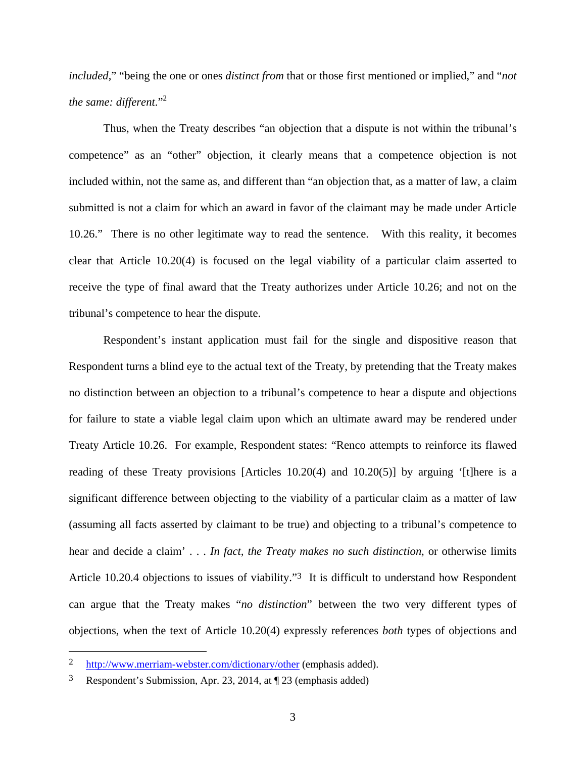*included*," "being the one or ones *distinct from* that or those first mentioned or implied," and "*not the same: different*."[2]

Thus, when the Treaty describes "an objection that a dispute is not within the tribunal's competence" as an "other" objection, it clearly means that a competence objection is not included within, not the same as, and different than "an objection that, as a matter of law, a claim submitted is not a claim for which an award in favor of the claimant may be made under Article 10.26." There is no other legitimate way to read the sentence. With this reality, it becomes clear that Article 10.20(4) is focused on the legal viability of a particular claim asserted to receive the type of final award that the Treaty authorizes under Article 10.26; and not on the tribunal's competence to hear the dispute.

Respondent's instant application must fail for the single and dispositive reason that Respondent turns a blind eye to the actual text of the Treaty, by pretending that the Treaty makes no distinction between an objection to a tribunal's competence to hear a dispute and objections for failure to state a viable legal claim upon which an ultimate award may be rendered under Treaty Article 10.26. For example, Respondent states: "Renco attempts to reinforce its flawed reading of these Treaty provisions [Articles 10.20(4) and 10.20(5)] by arguing '[t]here is a significant difference between objecting to the viability of a particular claim as a matter of law (assuming all facts asserted by claimant to be true) and objecting to a tribunal's competence to hear and decide a claim' . . . *In fact, the Treaty makes no such distinction*, or otherwise limits Article 10.20.4 objections to issues of viability."[3] It is difficult to understand how Respondent can argue that the Treaty makes "*no distinction*" between the two very different types of objections, when the text of Article 10.20(4) expressly references *both* types of objections and

---

[2] http://www.merriam-webster.com/dictionary/other (emphasis added).

[3] Respondent's Submission, Apr. 23, 2014, at ¶ 23 (emphasis added)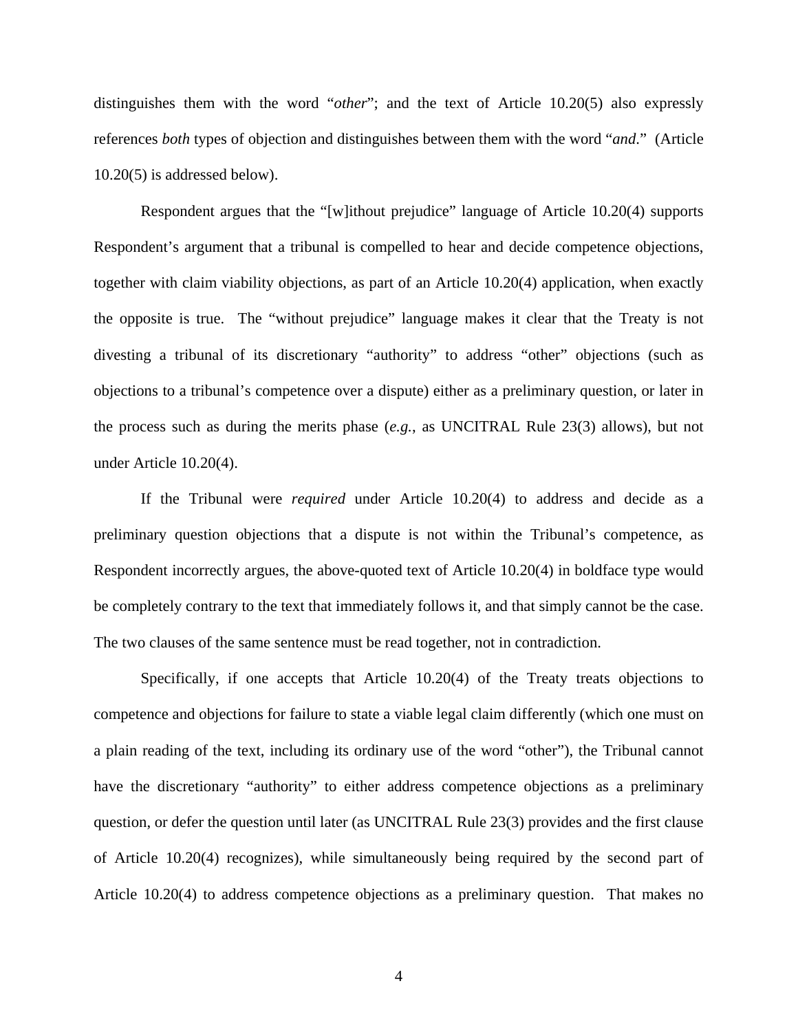distinguishes them with the word "*other*"; and the text of Article 10.20(5) also expressly references *both* types of objection and distinguishes between them with the word "*and*." (Article 10.20(5) is addressed below).

Respondent argues that the "[w]ithout prejudice" language of Article 10.20(4) supports Respondent's argument that a tribunal is compelled to hear and decide competence objections, together with claim viability objections, as part of an Article 10.20(4) application, when exactly the opposite is true. The "without prejudice" language makes it clear that the Treaty is not divesting a tribunal of its discretionary "authority" to address "other" objections (such as objections to a tribunal's competence over a dispute) either as a preliminary question, or later in the process such as during the merits phase (*e.g.*, as UNCITRAL Rule 23(3) allows), but not under Article 10.20(4).

If the Tribunal were *required* under Article 10.20(4) to address and decide as a preliminary question objections that a dispute is not within the Tribunal's competence, as Respondent incorrectly argues, the above-quoted text of Article 10.20(4) in boldface type would be completely contrary to the text that immediately follows it, and that simply cannot be the case. The two clauses of the same sentence must be read together, not in contradiction.

Specifically, if one accepts that Article 10.20(4) of the Treaty treats objections to competence and objections for failure to state a viable legal claim differently (which one must on a plain reading of the text, including its ordinary use of the word "other"), the Tribunal cannot have the discretionary "authority" to either address competence objections as a preliminary question, or defer the question until later (as UNCITRAL Rule 23(3) provides and the first clause of Article 10.20(4) recognizes), while simultaneously being required by the second part of Article 10.20(4) to address competence objections as a preliminary question. That makes no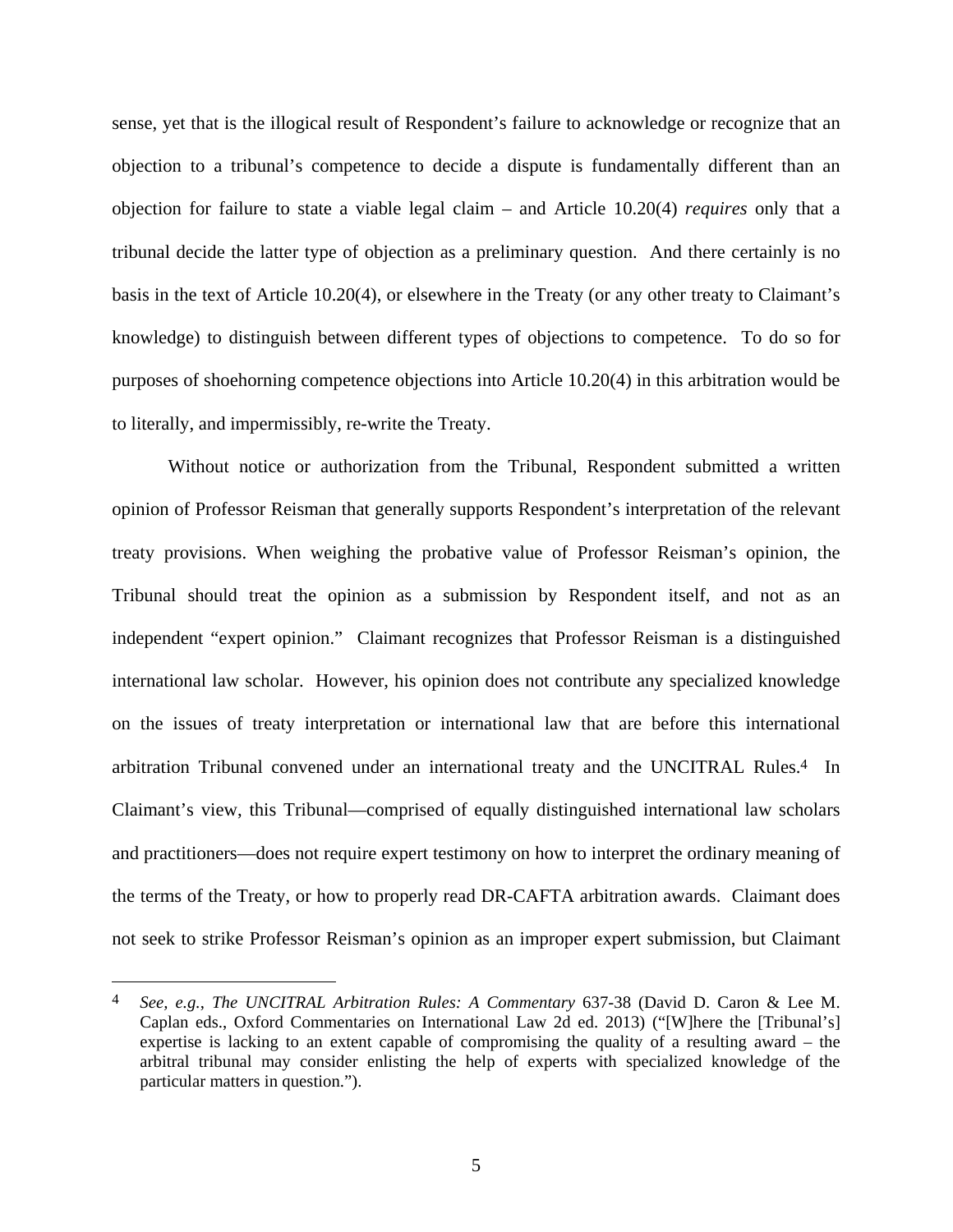sense, yet that is the illogical result of Respondent's failure to acknowledge or recognize that an objection to a tribunal's competence to decide a dispute is fundamentally different than an objection for failure to state a viable legal claim – and Article 10.20(4) *requires* only that a tribunal decide the latter type of objection as a preliminary question. And there certainly is no basis in the text of Article 10.20(4), or elsewhere in the Treaty (or any other treaty to Claimant's knowledge) to distinguish between different types of objections to competence. To do so for purposes of shoehorning competence objections into Article 10.20(4) in this arbitration would be to literally, and impermissibly, re-write the Treaty.

Without notice or authorization from the Tribunal, Respondent submitted a written opinion of Professor Reisman that generally supports Respondent's interpretation of the relevant treaty provisions. When weighing the probative value of Professor Reisman's opinion, the Tribunal should treat the opinion as a submission by Respondent itself, and not as an independent "expert opinion." Claimant recognizes that Professor Reisman is a distinguished international law scholar. However, his opinion does not contribute any specialized knowledge on the issues of treaty interpretation or international law that are before this international arbitration Tribunal convened under an international treaty and the UNCITRAL Rules.[4] In Claimant's view, this Tribunal—comprised of equally distinguished international law scholars and practitioners—does not require expert testimony on how to interpret the ordinary meaning of the terms of the Treaty, or how to properly read DR-CAFTA arbitration awards. Claimant does not seek to strike Professor Reisman's opinion as an improper expert submission, but Claimant

---

[4] *See, e.g.*, *The UNCITRAL Arbitration Rules: A Commentary* 637-38 (David D. Caron & Lee M. Caplan eds., Oxford Commentaries on International Law 2d ed. 2013) ("[W]here the [Tribunal's] expertise is lacking to an extent capable of compromising the quality of a resulting award – the arbitral tribunal may consider enlisting the help of experts with specialized knowledge of the particular matters in question.").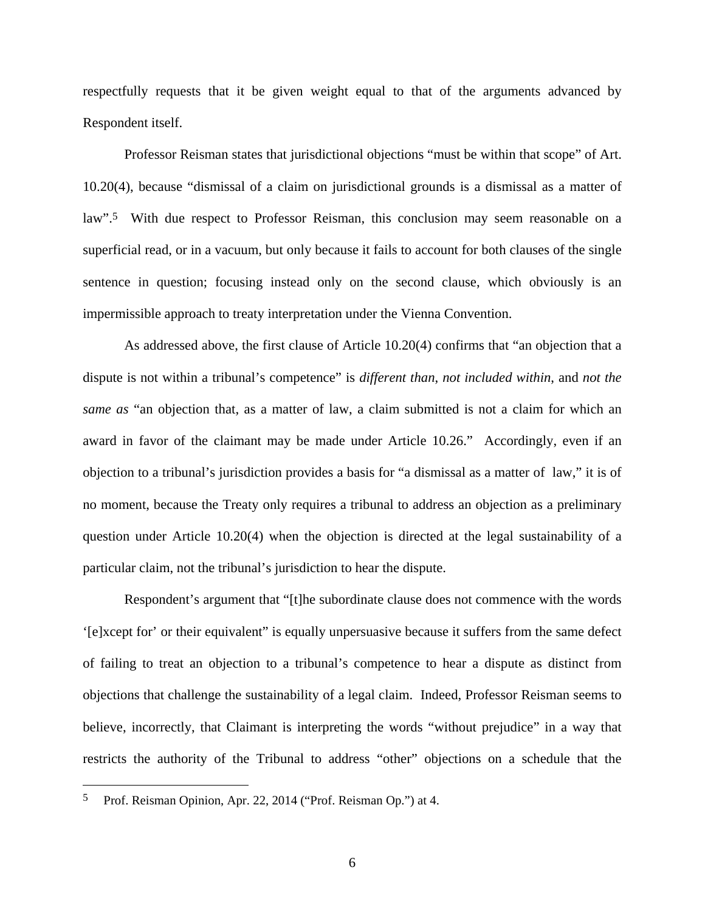respectfully requests that it be given weight equal to that of the arguments advanced by Respondent itself.

Professor Reisman states that jurisdictional objections "must be within that scope" of Art. 10.20(4), because "dismissal of a claim on jurisdictional grounds is a dismissal as a matter of law".[5] With due respect to Professor Reisman, this conclusion may seem reasonable on a superficial read, or in a vacuum, but only because it fails to account for both clauses of the single sentence in question; focusing instead only on the second clause, which obviously is an impermissible approach to treaty interpretation under the Vienna Convention.

As addressed above, the first clause of Article 10.20(4) confirms that "an objection that a dispute is not within a tribunal's competence" is *different than*, *not included within*, and *not the same as* "an objection that, as a matter of law, a claim submitted is not a claim for which an award in favor of the claimant may be made under Article 10.26." Accordingly, even if an objection to a tribunal's jurisdiction provides a basis for "a dismissal as a matter of law," it is of no moment, because the Treaty only requires a tribunal to address an objection as a preliminary question under Article 10.20(4) when the objection is directed at the legal sustainability of a particular claim, not the tribunal's jurisdiction to hear the dispute.

Respondent's argument that "[t]he subordinate clause does not commence with the words '[e]xcept for' or their equivalent" is equally unpersuasive because it suffers from the same defect of failing to treat an objection to a tribunal's competence to hear a dispute as distinct from objections that challenge the sustainability of a legal claim. Indeed, Professor Reisman seems to believe, incorrectly, that Claimant is interpreting the words "without prejudice" in a way that restricts the authority of the Tribunal to address "other" objections on a schedule that the

---

[5] Prof. Reisman Opinion, Apr. 22, 2014 ("Prof. Reisman Op.") at 4.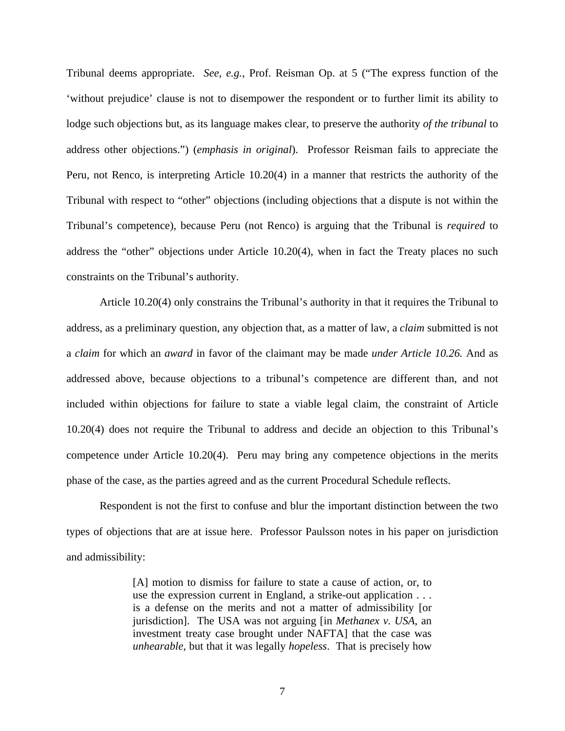Tribunal deems appropriate. *See, e.g.*, Prof. Reisman Op. at 5 ("The express function of the 'without prejudice' clause is not to disempower the respondent or to further limit its ability to lodge such objections but, as its language makes clear, to preserve the authority *of the tribunal* to address other objections.") (*emphasis in original*). Professor Reisman fails to appreciate the Peru, not Renco, is interpreting Article 10.20(4) in a manner that restricts the authority of the Tribunal with respect to "other" objections (including objections that a dispute is not within the Tribunal's competence), because Peru (not Renco) is arguing that the Tribunal is *required* to address the "other" objections under Article 10.20(4), when in fact the Treaty places no such constraints on the Tribunal's authority.

Article 10.20(4) only constrains the Tribunal's authority in that it requires the Tribunal to address, as a preliminary question, any objection that, as a matter of law, a *claim* submitted is not a *claim* for which an *award* in favor of the claimant may be made *under Article 10.26.* And as addressed above, because objections to a tribunal's competence are different than, and not included within objections for failure to state a viable legal claim, the constraint of Article 10.20(4) does not require the Tribunal to address and decide an objection to this Tribunal's competence under Article 10.20(4). Peru may bring any competence objections in the merits phase of the case, as the parties agreed and as the current Procedural Schedule reflects.

Respondent is not the first to confuse and blur the important distinction between the two types of objections that are at issue here. Professor Paulsson notes in his paper on jurisdiction and admissibility:

> [A] motion to dismiss for failure to state a cause of action, or, to use the expression current in England, a strike-out application . . . is a defense on the merits and not a matter of admissibility [or jurisdiction]. The USA was not arguing [in *Methanex v. USA*, an investment treaty case brought under NAFTA] that the case was *unhearable*, but that it was legally *hopeless*. That is precisely how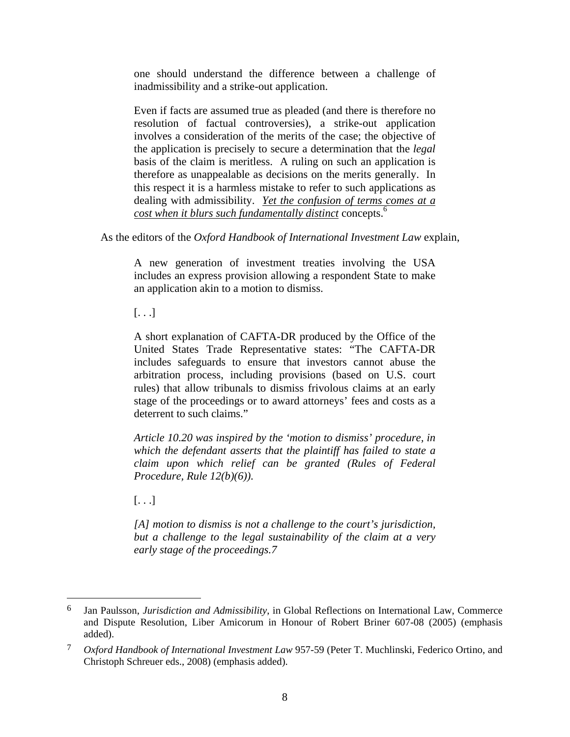> one should understand the difference between a challenge of inadmissibility and a strike-out application.
>
> Even if facts are assumed true as pleaded (and there is therefore no resolution of factual controversies), a strike-out application involves a consideration of the merits of the case; the objective of the application is precisely to secure a determination that the *legal* basis of the claim is meritless. A ruling on such an application is therefore as unappealable as decisions on the merits generally. In this respect it is a harmless mistake to refer to such applications as dealing with admissibility. <u>*Yet the confusion of terms comes at a cost when it blurs such fundamentally distinct*</u> concepts.[6]

As the editors of the *Oxford Handbook of International Investment Law* explain,

> A new generation of investment treaties involving the USA includes an express provision allowing a respondent State to make an application akin to a motion to dismiss.
>
> [. . .]
>
> A short explanation of CAFTA-DR produced by the Office of the United States Trade Representative states: "The CAFTA-DR includes safeguards to ensure that investors cannot abuse the arbitration process, including provisions (based on U.S. court rules) that allow tribunals to dismiss frivolous claims at an early stage of the proceedings or to award attorneys' fees and costs as a deterrent to such claims."
>
> *Article 10.20 was inspired by the 'motion to dismiss' procedure, in which the defendant asserts that the plaintiff has failed to state a claim upon which relief can be granted (Rules of Federal Procedure, Rule 12(b)(6)).*
>
> [. . .]
>
> *[A] motion to dismiss is not a challenge to the court's jurisdiction, but a challenge to the legal sustainability of the claim at a very early stage of the proceedings.7*

---

6 Jan Paulsson, *Jurisdiction and Admissibility*, in Global Reflections on International Law, Commerce and Dispute Resolution, Liber Amicorum in Honour of Robert Briner 607-08 (2005) (emphasis added).

7 *Oxford Handbook of International Investment Law* 957-59 (Peter T. Muchlinski, Federico Ortino, and Christoph Schreuer eds., 2008) (emphasis added).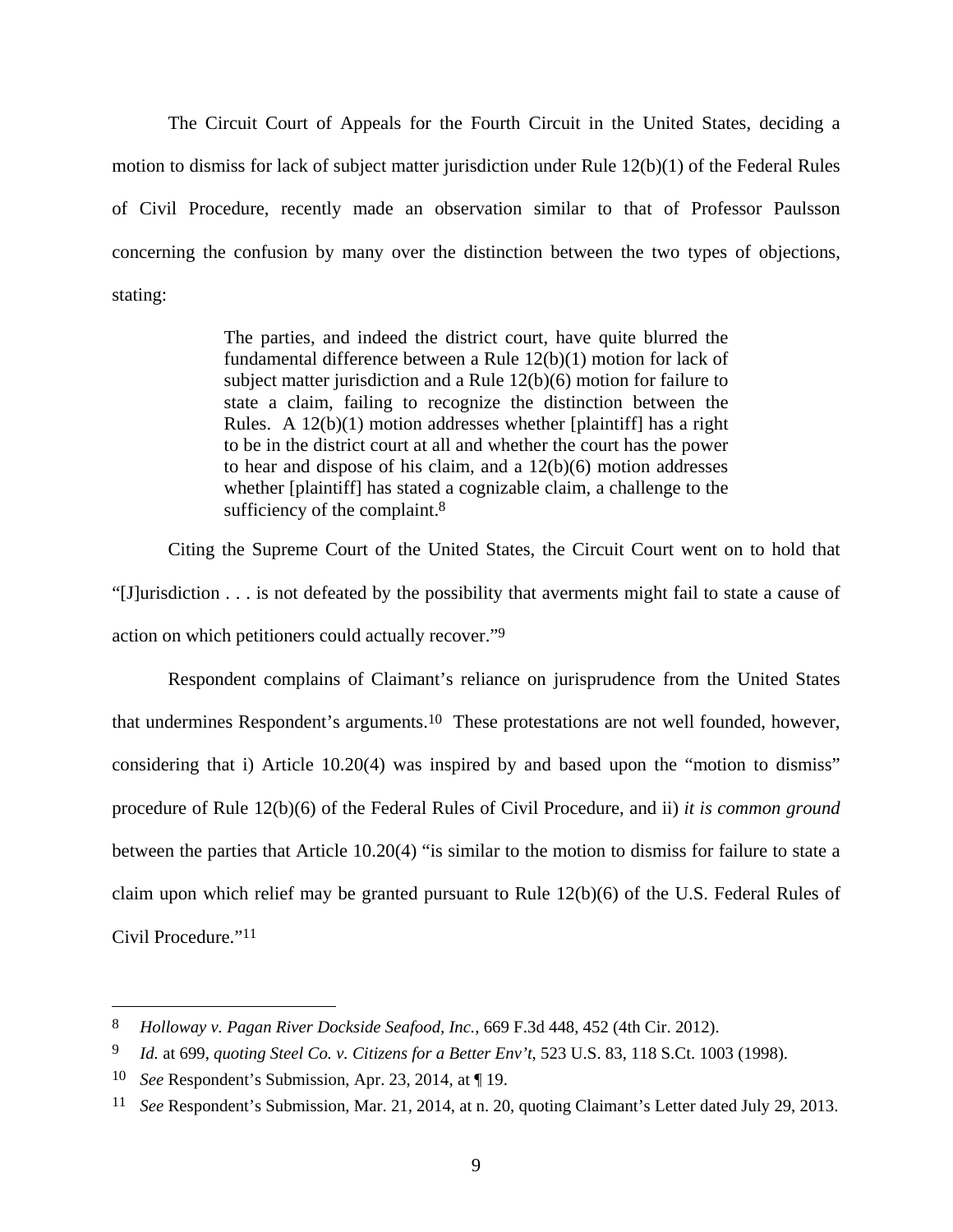The Circuit Court of Appeals for the Fourth Circuit in the United States, deciding a motion to dismiss for lack of subject matter jurisdiction under Rule 12(b)(1) of the Federal Rules of Civil Procedure, recently made an observation similar to that of Professor Paulsson concerning the confusion by many over the distinction between the two types of objections, stating:

> The parties, and indeed the district court, have quite blurred the fundamental difference between a Rule 12(b)(1) motion for lack of subject matter jurisdiction and a Rule 12(b)(6) motion for failure to state a claim, failing to recognize the distinction between the Rules. A 12(b)(1) motion addresses whether [plaintiff] has a right to be in the district court at all and whether the court has the power to hear and dispose of his claim, and a 12(b)(6) motion addresses whether [plaintiff] has stated a cognizable claim, a challenge to the sufficiency of the complaint.[8]

Citing the Supreme Court of the United States, the Circuit Court went on to hold that "[J]urisdiction . . . is not defeated by the possibility that averments might fail to state a cause of action on which petitioners could actually recover."[9]

Respondent complains of Claimant's reliance on jurisprudence from the United States that undermines Respondent's arguments.[10] These protestations are not well founded, however, considering that i) Article 10.20(4) was inspired by and based upon the "motion to dismiss" procedure of Rule 12(b)(6) of the Federal Rules of Civil Procedure, and ii) *it is common ground* between the parties that Article 10.20(4) "is similar to the motion to dismiss for failure to state a claim upon which relief may be granted pursuant to Rule 12(b)(6) of the U.S. Federal Rules of Civil Procedure."[11]

---

[8] *Holloway v. Pagan River Dockside Seafood, Inc.*, 669 F.3d 448, 452 (4th Cir. 2012).

[9] *Id.* at 699, *quoting Steel Co. v. Citizens for a Better Env't*, 523 U.S. 83, 118 S.Ct. 1003 (1998).

[10] *See* Respondent's Submission, Apr. 23, 2014, at ¶ 19.

[11] *See* Respondent's Submission, Mar. 21, 2014, at n. 20, quoting Claimant's Letter dated July 29, 2013.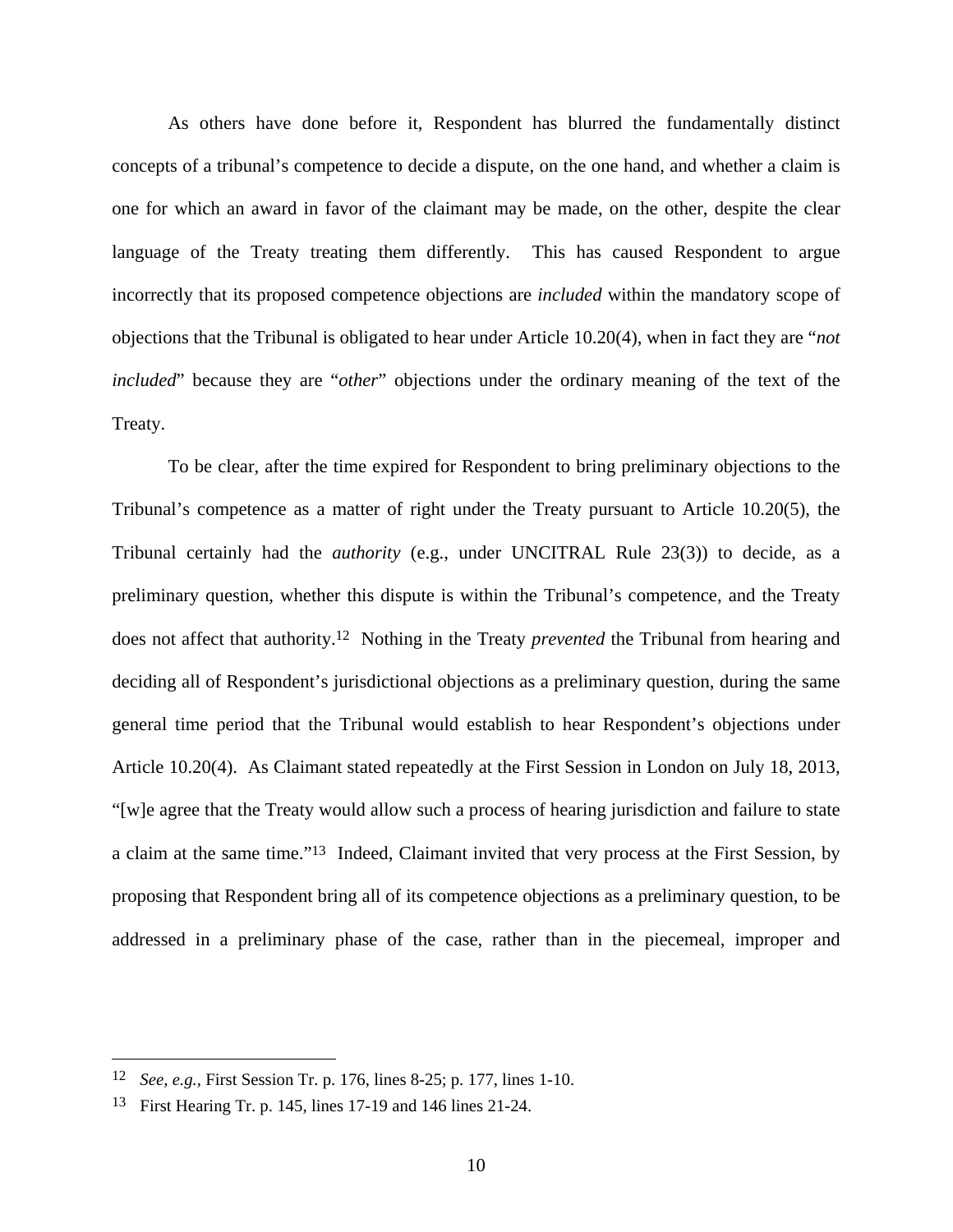As others have done before it, Respondent has blurred the fundamentally distinct concepts of a tribunal's competence to decide a dispute, on the one hand, and whether a claim is one for which an award in favor of the claimant may be made, on the other, despite the clear language of the Treaty treating them differently. This has caused Respondent to argue incorrectly that its proposed competence objections are *included* within the mandatory scope of objections that the Tribunal is obligated to hear under Article 10.20(4), when in fact they are "*not included*" because they are "*other*" objections under the ordinary meaning of the text of the Treaty.

To be clear, after the time expired for Respondent to bring preliminary objections to the Tribunal's competence as a matter of right under the Treaty pursuant to Article 10.20(5), the Tribunal certainly had the *authority* (e.g., under UNCITRAL Rule 23(3)) to decide, as a preliminary question, whether this dispute is within the Tribunal's competence, and the Treaty does not affect that authority.[12] Nothing in the Treaty *prevented* the Tribunal from hearing and deciding all of Respondent's jurisdictional objections as a preliminary question, during the same general time period that the Tribunal would establish to hear Respondent's objections under Article 10.20(4). As Claimant stated repeatedly at the First Session in London on July 18, 2013, "[w]e agree that the Treaty would allow such a process of hearing jurisdiction and failure to state a claim at the same time."[13] Indeed, Claimant invited that very process at the First Session, by proposing that Respondent bring all of its competence objections as a preliminary question, to be addressed in a preliminary phase of the case, rather than in the piecemeal, improper and

---

[12] *See, e.g.,* First Session Tr. p. 176, lines 8-25; p. 177, lines 1-10.

[13] First Hearing Tr. p. 145, lines 17-19 and 146 lines 21-24.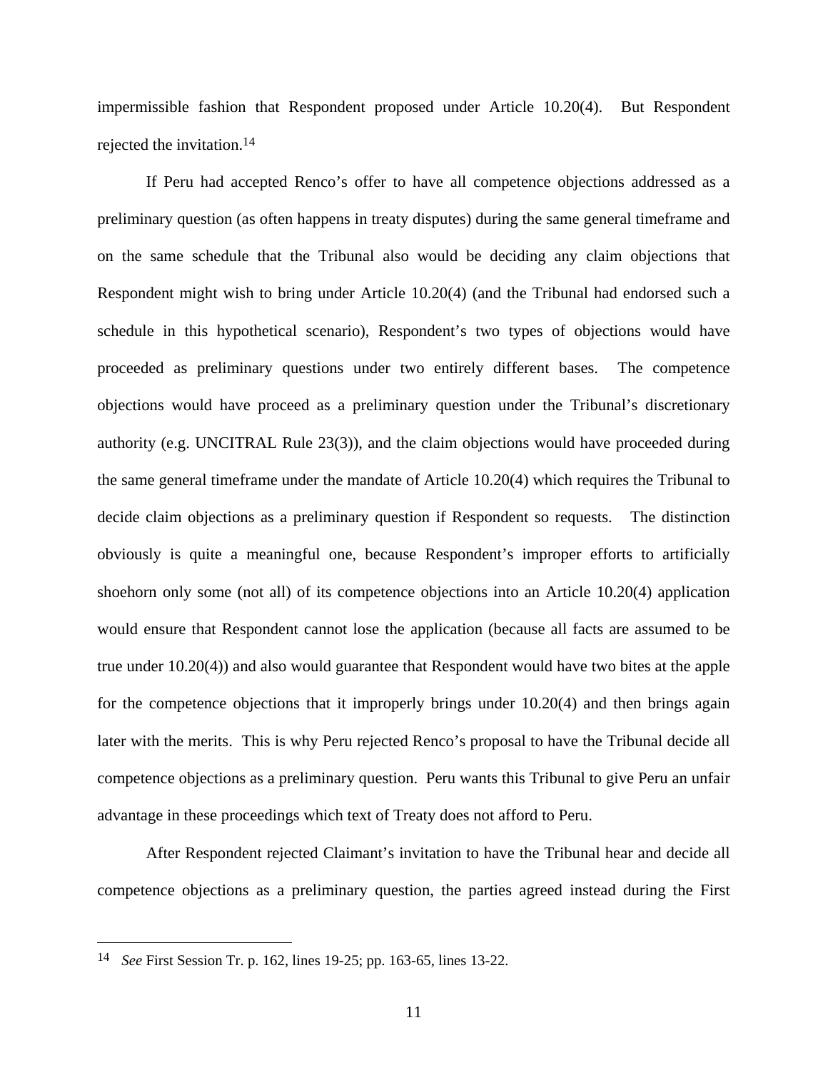impermissible fashion that Respondent proposed under Article 10.20(4). But Respondent rejected the invitation.[14]

If Peru had accepted Renco's offer to have all competence objections addressed as a preliminary question (as often happens in treaty disputes) during the same general timeframe and on the same schedule that the Tribunal also would be deciding any claim objections that Respondent might wish to bring under Article 10.20(4) (and the Tribunal had endorsed such a schedule in this hypothetical scenario), Respondent's two types of objections would have proceeded as preliminary questions under two entirely different bases. The competence objections would have proceed as a preliminary question under the Tribunal's discretionary authority (e.g. UNCITRAL Rule 23(3)), and the claim objections would have proceeded during the same general timeframe under the mandate of Article 10.20(4) which requires the Tribunal to decide claim objections as a preliminary question if Respondent so requests. The distinction obviously is quite a meaningful one, because Respondent's improper efforts to artificially shoehorn only some (not all) of its competence objections into an Article 10.20(4) application would ensure that Respondent cannot lose the application (because all facts are assumed to be true under 10.20(4)) and also would guarantee that Respondent would have two bites at the apple for the competence objections that it improperly brings under 10.20(4) and then brings again later with the merits. This is why Peru rejected Renco's proposal to have the Tribunal decide all competence objections as a preliminary question. Peru wants this Tribunal to give Peru an unfair advantage in these proceedings which text of Treaty does not afford to Peru.

After Respondent rejected Claimant's invitation to have the Tribunal hear and decide all competence objections as a preliminary question, the parties agreed instead during the First

---

[14] *See* First Session Tr. p. 162, lines 19-25; pp. 163-65, lines 13-22.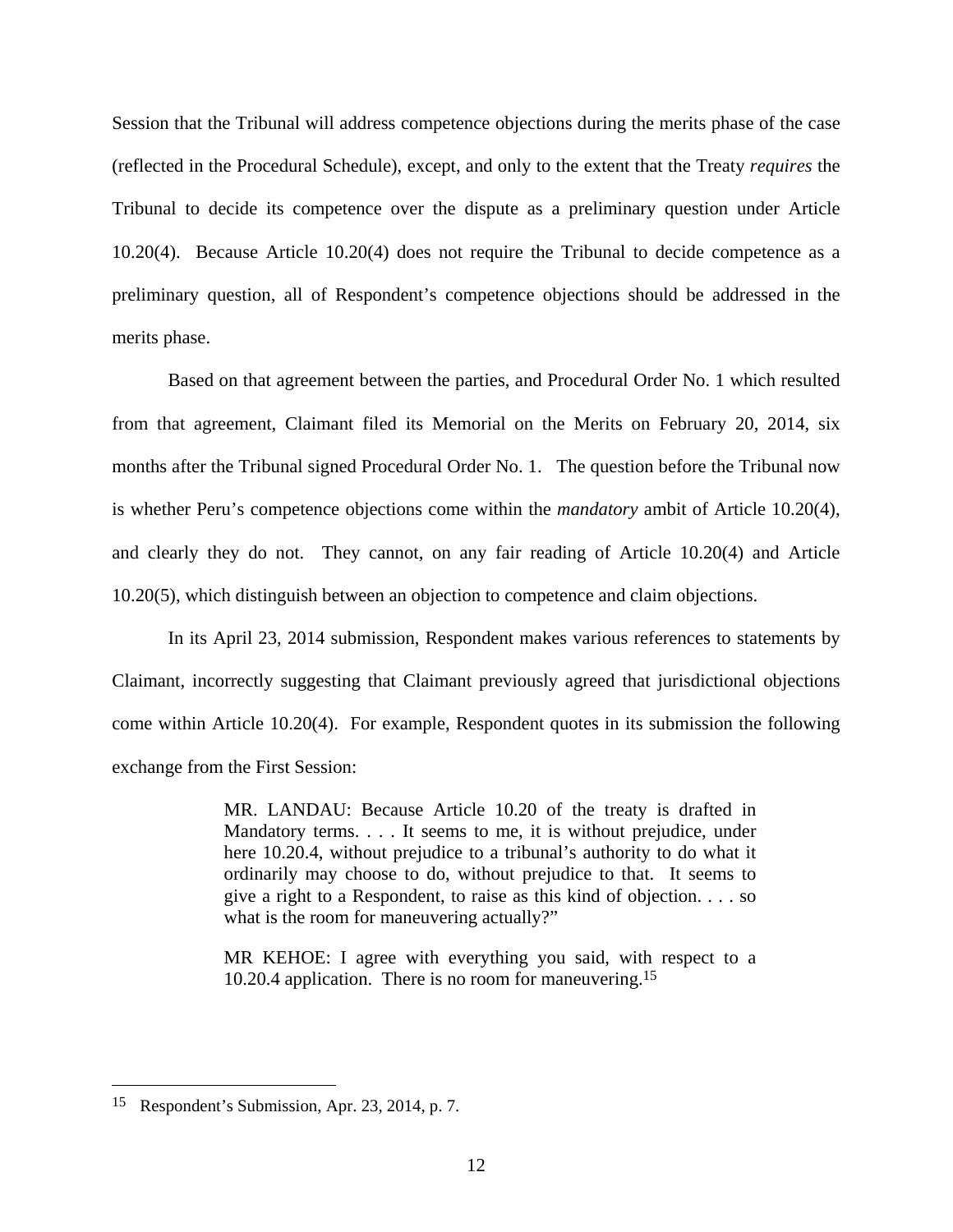Session that the Tribunal will address competence objections during the merits phase of the case (reflected in the Procedural Schedule), except, and only to the extent that the Treaty *requires* the Tribunal to decide its competence over the dispute as a preliminary question under Article 10.20(4). Because Article 10.20(4) does not require the Tribunal to decide competence as a preliminary question, all of Respondent's competence objections should be addressed in the merits phase.

Based on that agreement between the parties, and Procedural Order No. 1 which resulted from that agreement, Claimant filed its Memorial on the Merits on February 20, 2014, six months after the Tribunal signed Procedural Order No. 1. The question before the Tribunal now is whether Peru's competence objections come within the *mandatory* ambit of Article 10.20(4), and clearly they do not. They cannot, on any fair reading of Article 10.20(4) and Article 10.20(5), which distinguish between an objection to competence and claim objections.

In its April 23, 2014 submission, Respondent makes various references to statements by Claimant, incorrectly suggesting that Claimant previously agreed that jurisdictional objections come within Article 10.20(4). For example, Respondent quotes in its submission the following exchange from the First Session:

> MR. LANDAU: Because Article 10.20 of the treaty is drafted in Mandatory terms. . . . It seems to me, it is without prejudice, under here 10.20.4, without prejudice to a tribunal's authority to do what it ordinarily may choose to do, without prejudice to that. It seems to give a right to a Respondent, to raise as this kind of objection. . . . so what is the room for maneuvering actually?"
>
> MR KEHOE: I agree with everything you said, with respect to a 10.20.4 application. There is no room for maneuvering.[15]

---

[15] Respondent's Submission, Apr. 23, 2014, p. 7.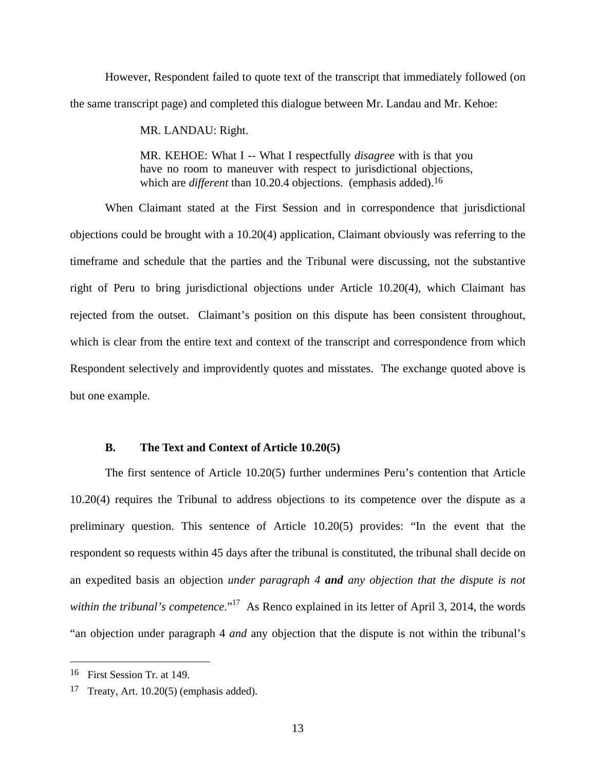However, Respondent failed to quote text of the transcript that immediately followed (on the same transcript page) and completed this dialogue between Mr. Landau and Mr. Kehoe:

> MR. LANDAU: Right.
>
> MR. KEHOE: What I -- What I respectfully *disagree* with is that you have no room to maneuver with respect to jurisdictional objections, which are *different* than 10.20.4 objections. (emphasis added).[16]

When Claimant stated at the First Session and in correspondence that jurisdictional objections could be brought with a 10.20(4) application, Claimant obviously was referring to the timeframe and schedule that the parties and the Tribunal were discussing, not the substantive right of Peru to bring jurisdictional objections under Article 10.20(4), which Claimant has rejected from the outset. Claimant's position on this dispute has been consistent throughout, which is clear from the entire text and context of the transcript and correspondence from which Respondent selectively and improvidently quotes and misstates. The exchange quoted above is but one example.

### B. The Text and Context of Article 10.20(5)

The first sentence of Article 10.20(5) further undermines Peru's contention that Article 10.20(4) requires the Tribunal to address objections to its competence over the dispute as a preliminary question. This sentence of Article 10.20(5) provides: "In the event that the respondent so requests within 45 days after the tribunal is constituted, the tribunal shall decide on an expedited basis an objection *under paragraph 4* ***and*** *any objection that the dispute is not within the tribunal's competence*."[17] As Renco explained in its letter of April 3, 2014, the words "an objection under paragraph 4 *and* any objection that the dispute is not within the tribunal's

---

[16] First Session Tr. at 149.

[17] Treaty, Art. 10.20(5) (emphasis added).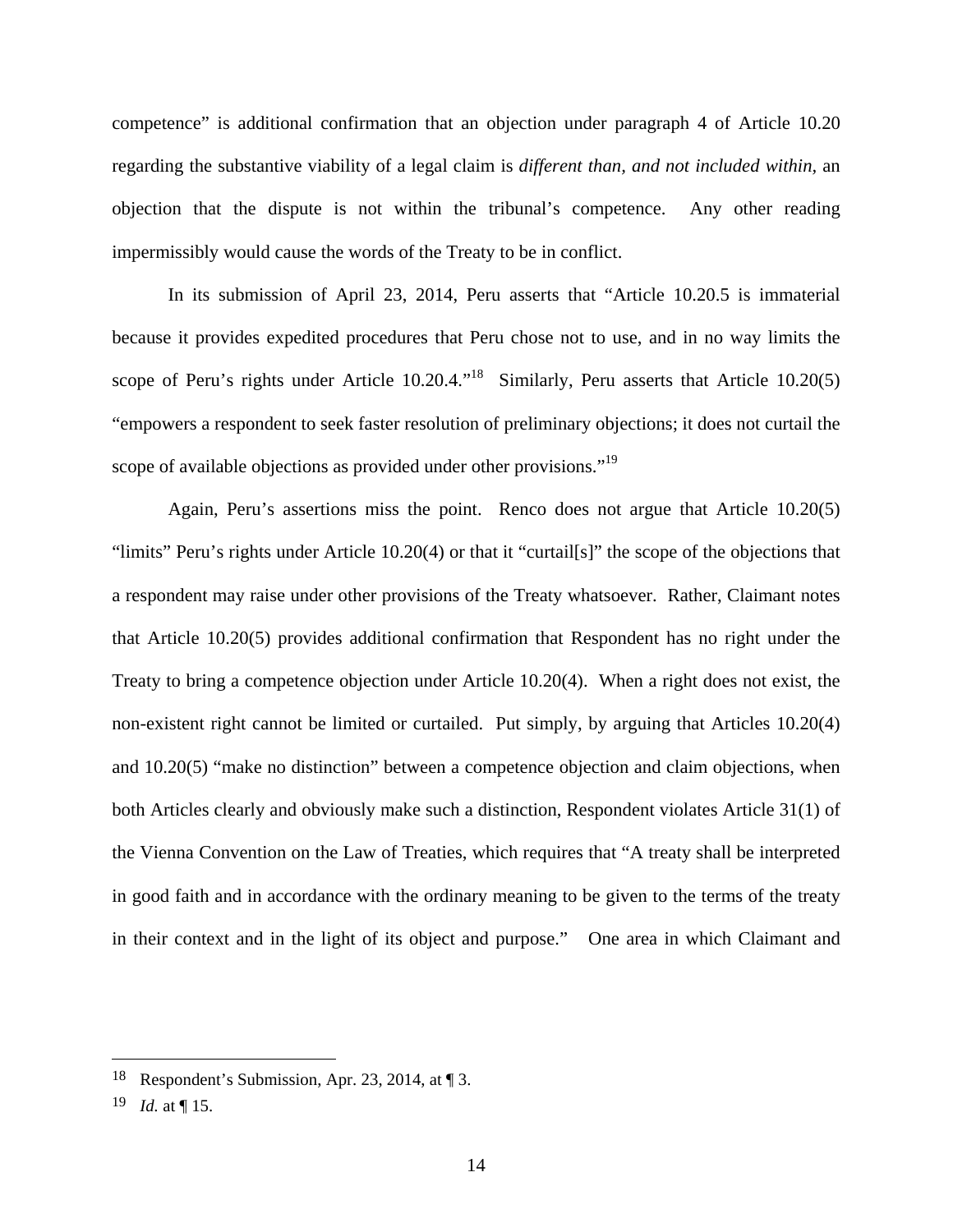competence" is additional confirmation that an objection under paragraph 4 of Article 10.20 regarding the substantive viability of a legal claim is *different than, and not included within*, an objection that the dispute is not within the tribunal's competence. Any other reading impermissibly would cause the words of the Treaty to be in conflict.

In its submission of April 23, 2014, Peru asserts that "Article 10.20.5 is immaterial because it provides expedited procedures that Peru chose not to use, and in no way limits the scope of Peru's rights under Article 10.20.4."[18] Similarly, Peru asserts that Article 10.20(5) "empowers a respondent to seek faster resolution of preliminary objections; it does not curtail the scope of available objections as provided under other provisions."[19]

Again, Peru's assertions miss the point. Renco does not argue that Article 10.20(5) "limits" Peru's rights under Article 10.20(4) or that it "curtail[s]" the scope of the objections that a respondent may raise under other provisions of the Treaty whatsoever. Rather, Claimant notes that Article 10.20(5) provides additional confirmation that Respondent has no right under the Treaty to bring a competence objection under Article 10.20(4). When a right does not exist, the non-existent right cannot be limited or curtailed. Put simply, by arguing that Articles 10.20(4) and 10.20(5) "make no distinction" between a competence objection and claim objections, when both Articles clearly and obviously make such a distinction, Respondent violates Article 31(1) of the Vienna Convention on the Law of Treaties, which requires that "A treaty shall be interpreted in good faith and in accordance with the ordinary meaning to be given to the terms of the treaty in their context and in the light of its object and purpose." One area in which Claimant and

---

[18] Respondent's Submission, Apr. 23, 2014, at ¶ 3.

[19] *Id.* at ¶ 15.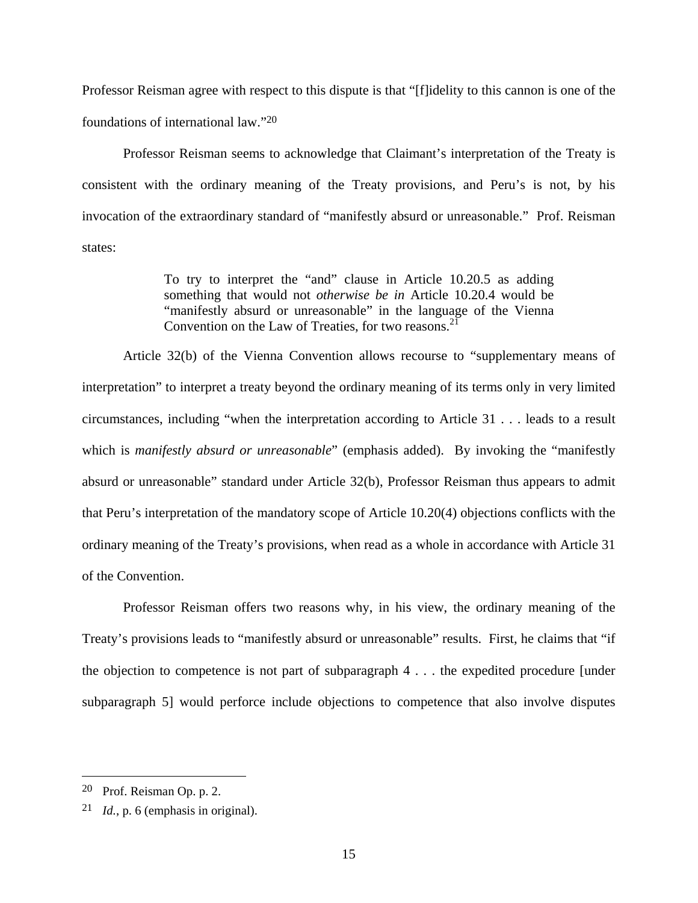Professor Reisman agree with respect to this dispute is that "[f]idelity to this cannon is one of the foundations of international law."[20]

Professor Reisman seems to acknowledge that Claimant's interpretation of the Treaty is consistent with the ordinary meaning of the Treaty provisions, and Peru's is not, by his invocation of the extraordinary standard of "manifestly absurd or unreasonable." Prof. Reisman states:

> To try to interpret the "and" clause in Article 10.20.5 as adding something that would not *otherwise be in* Article 10.20.4 would be "manifestly absurd or unreasonable" in the language of the Vienna Convention on the Law of Treaties, for two reasons.[21]

Article 32(b) of the Vienna Convention allows recourse to "supplementary means of interpretation" to interpret a treaty beyond the ordinary meaning of its terms only in very limited circumstances, including "when the interpretation according to Article 31 . . . leads to a result which is *manifestly absurd or unreasonable*" (emphasis added). By invoking the "manifestly absurd or unreasonable" standard under Article 32(b), Professor Reisman thus appears to admit that Peru's interpretation of the mandatory scope of Article 10.20(4) objections conflicts with the ordinary meaning of the Treaty's provisions, when read as a whole in accordance with Article 31 of the Convention.

Professor Reisman offers two reasons why, in his view, the ordinary meaning of the Treaty's provisions leads to "manifestly absurd or unreasonable" results. First, he claims that "if the objection to competence is not part of subparagraph 4 . . . the expedited procedure [under subparagraph 5] would perforce include objections to competence that also involve disputes

---

[20] Prof. Reisman Op. p. 2.

[21] *Id.*, p. 6 (emphasis in original).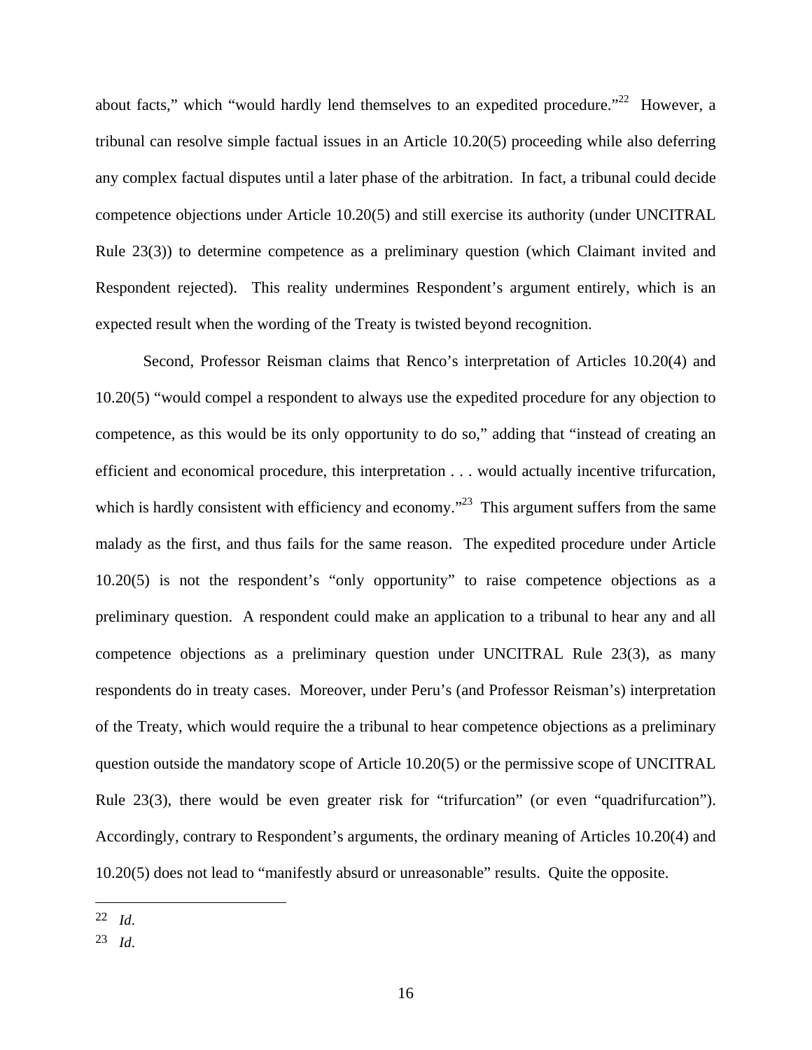about facts," which "would hardly lend themselves to an expedited procedure."[22] However, a tribunal can resolve simple factual issues in an Article 10.20(5) proceeding while also deferring any complex factual disputes until a later phase of the arbitration. In fact, a tribunal could decide competence objections under Article 10.20(5) and still exercise its authority (under UNCITRAL Rule 23(3)) to determine competence as a preliminary question (which Claimant invited and Respondent rejected). This reality undermines Respondent's argument entirely, which is an expected result when the wording of the Treaty is twisted beyond recognition.

Second, Professor Reisman claims that Renco's interpretation of Articles 10.20(4) and 10.20(5) "would compel a respondent to always use the expedited procedure for any objection to competence, as this would be its only opportunity to do so," adding that "instead of creating an efficient and economical procedure, this interpretation . . . would actually incentive trifurcation, which is hardly consistent with efficiency and economy."[23] This argument suffers from the same malady as the first, and thus fails for the same reason. The expedited procedure under Article 10.20(5) is not the respondent's "only opportunity" to raise competence objections as a preliminary question. A respondent could make an application to a tribunal to hear any and all competence objections as a preliminary question under UNCITRAL Rule 23(3), as many respondents do in treaty cases. Moreover, under Peru's (and Professor Reisman's) interpretation of the Treaty, which would require the a tribunal to hear competence objections as a preliminary question outside the mandatory scope of Article 10.20(5) or the permissive scope of UNCITRAL Rule 23(3), there would be even greater risk for "trifurcation" (or even "quadrifurcation"). Accordingly, contrary to Respondent's arguments, the ordinary meaning of Articles 10.20(4) and 10.20(5) does not lead to "manifestly absurd or unreasonable" results. Quite the opposite.

---

[22] *Id*.

[23] *Id*.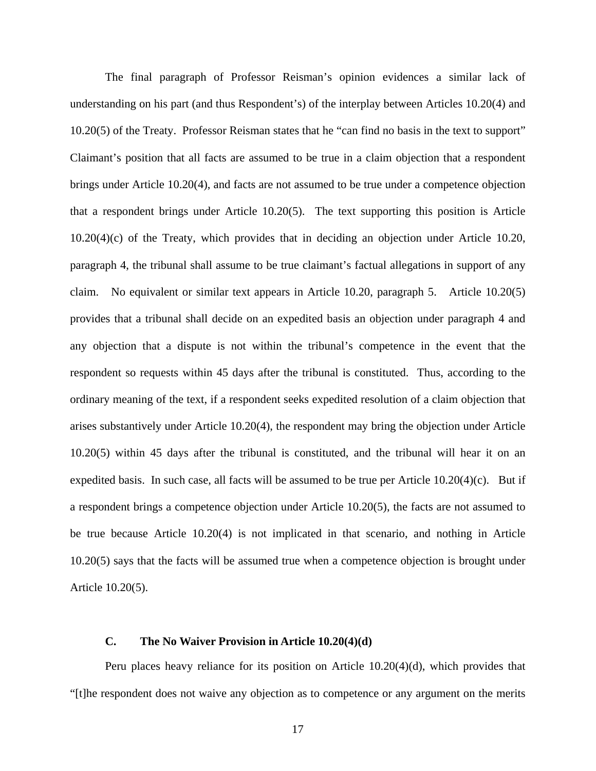The final paragraph of Professor Reisman's opinion evidences a similar lack of understanding on his part (and thus Respondent's) of the interplay between Articles 10.20(4) and 10.20(5) of the Treaty. Professor Reisman states that he "can find no basis in the text to support" Claimant's position that all facts are assumed to be true in a claim objection that a respondent brings under Article 10.20(4), and facts are not assumed to be true under a competence objection that a respondent brings under Article 10.20(5). The text supporting this position is Article 10.20(4)(c) of the Treaty, which provides that in deciding an objection under Article 10.20, paragraph 4, the tribunal shall assume to be true claimant's factual allegations in support of any claim. No equivalent or similar text appears in Article 10.20, paragraph 5. Article 10.20(5) provides that a tribunal shall decide on an expedited basis an objection under paragraph 4 and any objection that a dispute is not within the tribunal's competence in the event that the respondent so requests within 45 days after the tribunal is constituted. Thus, according to the ordinary meaning of the text, if a respondent seeks expedited resolution of a claim objection that arises substantively under Article 10.20(4), the respondent may bring the objection under Article 10.20(5) within 45 days after the tribunal is constituted, and the tribunal will hear it on an expedited basis. In such case, all facts will be assumed to be true per Article 10.20(4)(c). But if a respondent brings a competence objection under Article 10.20(5), the facts are not assumed to be true because Article 10.20(4) is not implicated in that scenario, and nothing in Article 10.20(5) says that the facts will be assumed true when a competence objection is brought under Article 10.20(5).

### C. The No Waiver Provision in Article 10.20(4)(d)

Peru places heavy reliance for its position on Article 10.20(4)(d), which provides that "[t]he respondent does not waive any objection as to competence or any argument on the merits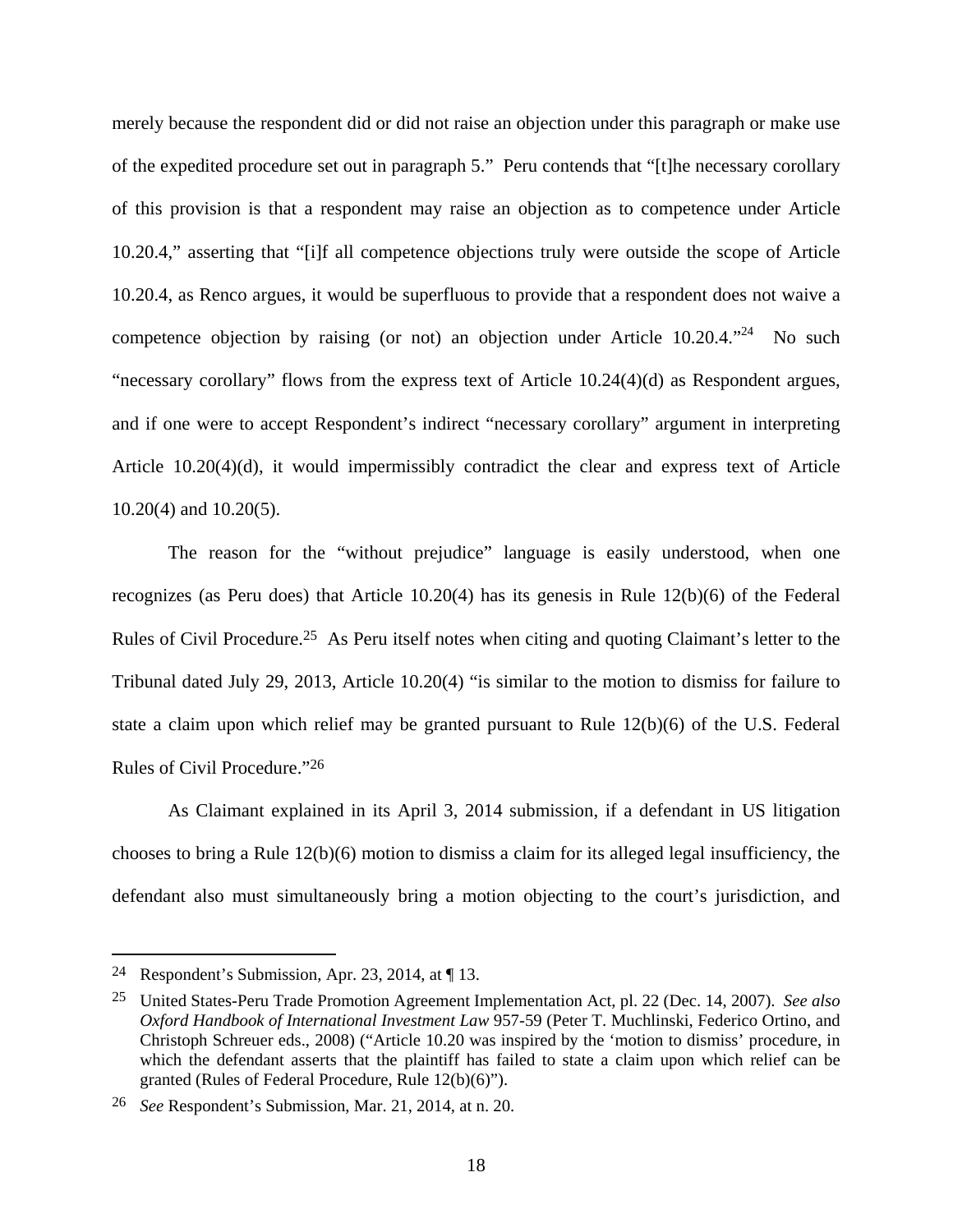merely because the respondent did or did not raise an objection under this paragraph or make use of the expedited procedure set out in paragraph 5." Peru contends that "[t]he necessary corollary of this provision is that a respondent may raise an objection as to competence under Article 10.20.4," asserting that "[i]f all competence objections truly were outside the scope of Article 10.20.4, as Renco argues, it would be superfluous to provide that a respondent does not waive a competence objection by raising (or not) an objection under Article 10.20.4."[24] No such "necessary corollary" flows from the express text of Article 10.24(4)(d) as Respondent argues, and if one were to accept Respondent's indirect "necessary corollary" argument in interpreting Article 10.20(4)(d), it would impermissibly contradict the clear and express text of Article 10.20(4) and 10.20(5).

The reason for the "without prejudice" language is easily understood, when one recognizes (as Peru does) that Article 10.20(4) has its genesis in Rule 12(b)(6) of the Federal Rules of Civil Procedure.[25] As Peru itself notes when citing and quoting Claimant's letter to the Tribunal dated July 29, 2013, Article 10.20(4) "is similar to the motion to dismiss for failure to state a claim upon which relief may be granted pursuant to Rule 12(b)(6) of the U.S. Federal Rules of Civil Procedure."[26]

As Claimant explained in its April 3, 2014 submission, if a defendant in US litigation chooses to bring a Rule 12(b)(6) motion to dismiss a claim for its alleged legal insufficiency, the defendant also must simultaneously bring a motion objecting to the court's jurisdiction, and

---

[24] Respondent's Submission, Apr. 23, 2014, at ¶ 13.

[25] United States-Peru Trade Promotion Agreement Implementation Act, pl. 22 (Dec. 14, 2007). *See also Oxford Handbook of International Investment Law* 957-59 (Peter T. Muchlinski, Federico Ortino, and Christoph Schreuer eds., 2008) ("Article 10.20 was inspired by the 'motion to dismiss' procedure, in which the defendant asserts that the plaintiff has failed to state a claim upon which relief can be granted (Rules of Federal Procedure, Rule 12(b)(6)").

[26] *See* Respondent's Submission, Mar. 21, 2014, at n. 20.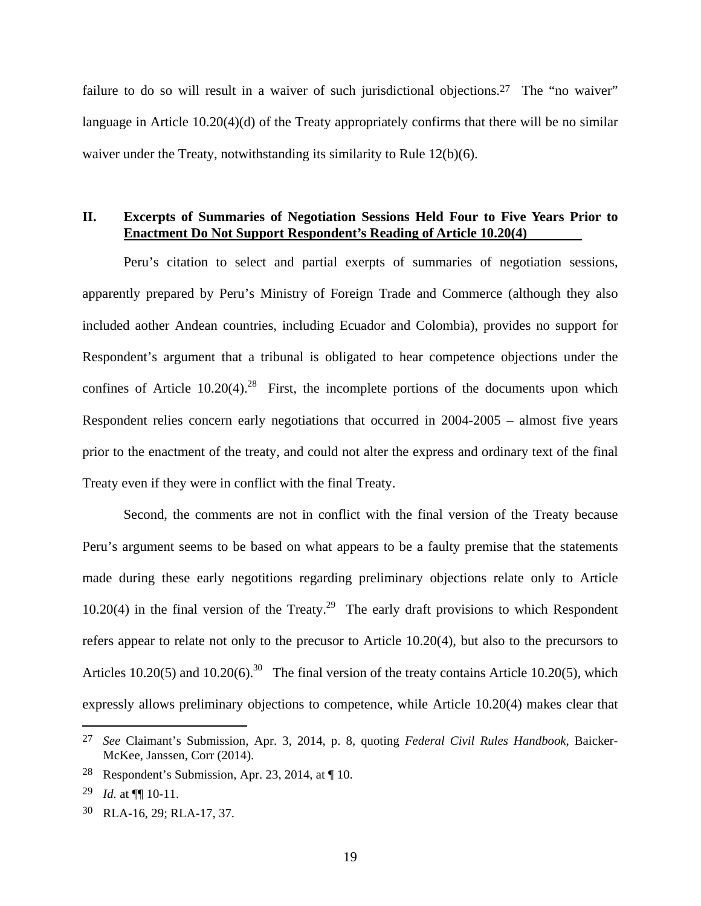failure to do so will result in a waiver of such jurisdictional objections.[27] The "no waiver" language in Article 10.20(4)(d) of the Treaty appropriately confirms that there will be no similar waiver under the Treaty, notwithstanding its similarity to Rule 12(b)(6).

## II. Excerpts of Summaries of Negotiation Sessions Held Four to Five Years Prior to Enactment Do Not Support Respondent's Reading of Article 10.20(4)

Peru's citation to select and partial exerpts of summaries of negotiation sessions, apparently prepared by Peru's Ministry of Foreign Trade and Commerce (although they also included aother Andean countries, including Ecuador and Colombia), provides no support for Respondent's argument that a tribunal is obligated to hear competence objections under the confines of Article 10.20(4).[28] First, the incomplete portions of the documents upon which Respondent relies concern early negotiations that occurred in 2004-2005 – almost five years prior to the enactment of the treaty, and could not alter the express and ordinary text of the final Treaty even if they were in conflict with the final Treaty.

Second, the comments are not in conflict with the final version of the Treaty because Peru's argument seems to be based on what appears to be a faulty premise that the statements made during these early negotitions regarding preliminary objections relate only to Article 10.20(4) in the final version of the Treaty.[29] The early draft provisions to which Respondent refers appear to relate not only to the precusor to Article 10.20(4), but also to the precursors to Articles 10.20(5) and 10.20(6).[30] The final version of the treaty contains Article 10.20(5), which expressly allows preliminary objections to competence, while Article 10.20(4) makes clear that

---

[27] *See* Claimant's Submission, Apr. 3, 2014, p. 8, quoting *Federal Civil Rules Handbook*, Baicker-McKee, Janssen, Corr (2014).

[28] Respondent's Submission, Apr. 23, 2014, at ¶ 10.

[29] *Id.* at ¶¶ 10-11.

[30] RLA-16, 29; RLA-17, 37.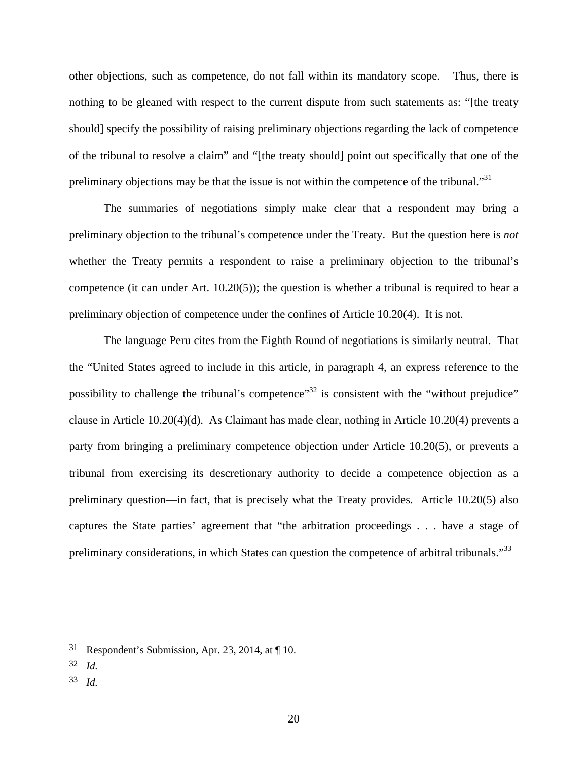other objections, such as competence, do not fall within its mandatory scope. Thus, there is nothing to be gleaned with respect to the current dispute from such statements as: "[the treaty should] specify the possibility of raising preliminary objections regarding the lack of competence of the tribunal to resolve a claim" and "[the treaty should] point out specifically that one of the preliminary objections may be that the issue is not within the competence of the tribunal."[31]

The summaries of negotiations simply make clear that a respondent may bring a preliminary objection to the tribunal's competence under the Treaty. But the question here is *not* whether the Treaty permits a respondent to raise a preliminary objection to the tribunal's competence (it can under Art. 10.20(5)); the question is whether a tribunal is required to hear a preliminary objection of competence under the confines of Article 10.20(4). It is not.

The language Peru cites from the Eighth Round of negotiations is similarly neutral. That the "United States agreed to include in this article, in paragraph 4, an express reference to the possibility to challenge the tribunal's competence"[32] is consistent with the "without prejudice" clause in Article 10.20(4)(d). As Claimant has made clear, nothing in Article 10.20(4) prevents a party from bringing a preliminary competence objection under Article 10.20(5), or prevents a tribunal from exercising its descretionary authority to decide a competence objection as a preliminary question—in fact, that is precisely what the Treaty provides. Article 10.20(5) also captures the State parties' agreement that "the arbitration proceedings . . . have a stage of preliminary considerations, in which States can question the competence of arbitral tribunals."[33]

---

[31] Respondent's Submission, Apr. 23, 2014, at ¶ 10.

[32] *Id.*

[33] *Id.*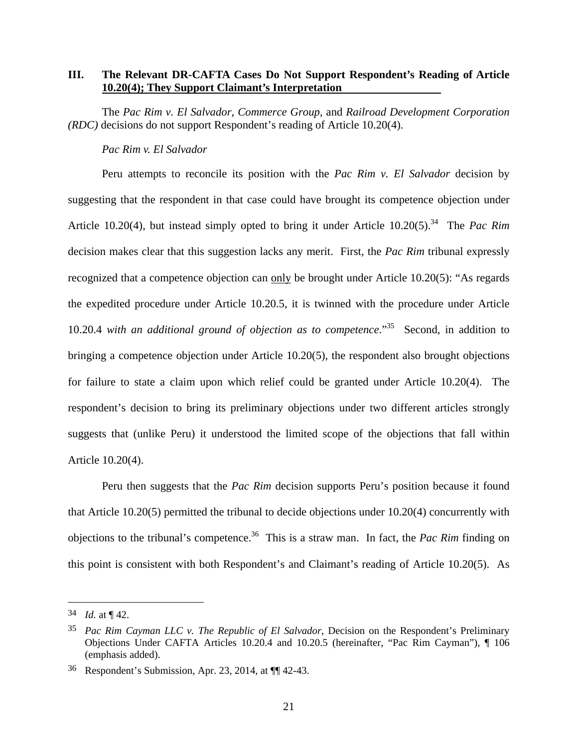## III. The Relevant DR-CAFTA Cases Do Not Support Respondent's Reading of Article 10.20(4); They Support Claimant's Interpretation

The *Pac Rim v. El Salvador*, *Commerce Group*, and *Railroad Development Corporation (RDC)* decisions do not support Respondent's reading of Article 10.20(4).

*Pac Rim v. El Salvador*

Peru attempts to reconcile its position with the *Pac Rim v. El Salvador* decision by suggesting that the respondent in that case could have brought its competence objection under Article 10.20(4), but instead simply opted to bring it under Article 10.20(5).[34] The *Pac Rim* decision makes clear that this suggestion lacks any merit. First, the *Pac Rim* tribunal expressly recognized that a competence objection can <u>only</u> be brought under Article 10.20(5): "As regards the expedited procedure under Article 10.20.5, it is twinned with the procedure under Article 10.20.4 *with an additional ground of objection as to competence*."[35] Second, in addition to bringing a competence objection under Article 10.20(5), the respondent also brought objections for failure to state a claim upon which relief could be granted under Article 10.20(4). The respondent's decision to bring its preliminary objections under two different articles strongly suggests that (unlike Peru) it understood the limited scope of the objections that fall within Article 10.20(4).

Peru then suggests that the *Pac Rim* decision supports Peru's position because it found that Article 10.20(5) permitted the tribunal to decide objections under 10.20(4) concurrently with objections to the tribunal's competence.[36] This is a straw man. In fact, the *Pac Rim* finding on this point is consistent with both Respondent's and Claimant's reading of Article 10.20(5). As

---

[34] *Id.* at ¶ 42.

[35] *Pac Rim Cayman LLC v. The Republic of El Salvador*, Decision on the Respondent's Preliminary Objections Under CAFTA Articles 10.20.4 and 10.20.5 (hereinafter, "Pac Rim Cayman"), ¶ 106 (emphasis added).

[36] Respondent's Submission, Apr. 23, 2014, at ¶¶ 42-43.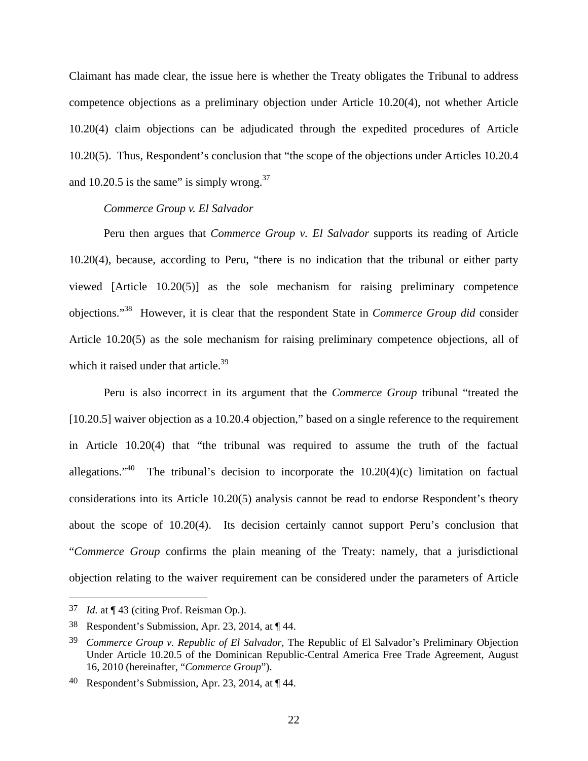Claimant has made clear, the issue here is whether the Treaty obligates the Tribunal to address competence objections as a preliminary objection under Article 10.20(4), not whether Article 10.20(4) claim objections can be adjudicated through the expedited procedures of Article 10.20(5). Thus, Respondent's conclusion that "the scope of the objections under Articles 10.20.4 and 10.20.5 is the same" is simply wrong.[37]

*Commerce Group v. El Salvador*

Peru then argues that *Commerce Group v. El Salvador* supports its reading of Article 10.20(4), because, according to Peru, "there is no indication that the tribunal or either party viewed [Article 10.20(5)] as the sole mechanism for raising preliminary competence objections."[38] However, it is clear that the respondent State in *Commerce Group did* consider Article 10.20(5) as the sole mechanism for raising preliminary competence objections, all of which it raised under that article.[39]

Peru is also incorrect in its argument that the *Commerce Group* tribunal "treated the [10.20.5] waiver objection as a 10.20.4 objection," based on a single reference to the requirement in Article 10.20(4) that "the tribunal was required to assume the truth of the factual allegations."[40] The tribunal's decision to incorporate the 10.20(4)(c) limitation on factual considerations into its Article 10.20(5) analysis cannot be read to endorse Respondent's theory about the scope of 10.20(4). Its decision certainly cannot support Peru's conclusion that "*Commerce Group* confirms the plain meaning of the Treaty: namely, that a jurisdictional objection relating to the waiver requirement can be considered under the parameters of Article

---

[37] *Id.* at ¶ 43 (citing Prof. Reisman Op.).

[38] Respondent's Submission, Apr. 23, 2014, at ¶ 44.

[39] *Commerce Group v. Republic of El Salvador*, The Republic of El Salvador's Preliminary Objection Under Article 10.20.5 of the Dominican Republic-Central America Free Trade Agreement, August 16, 2010 (hereinafter, "*Commerce Group*").

[40] Respondent's Submission, Apr. 23, 2014, at ¶ 44.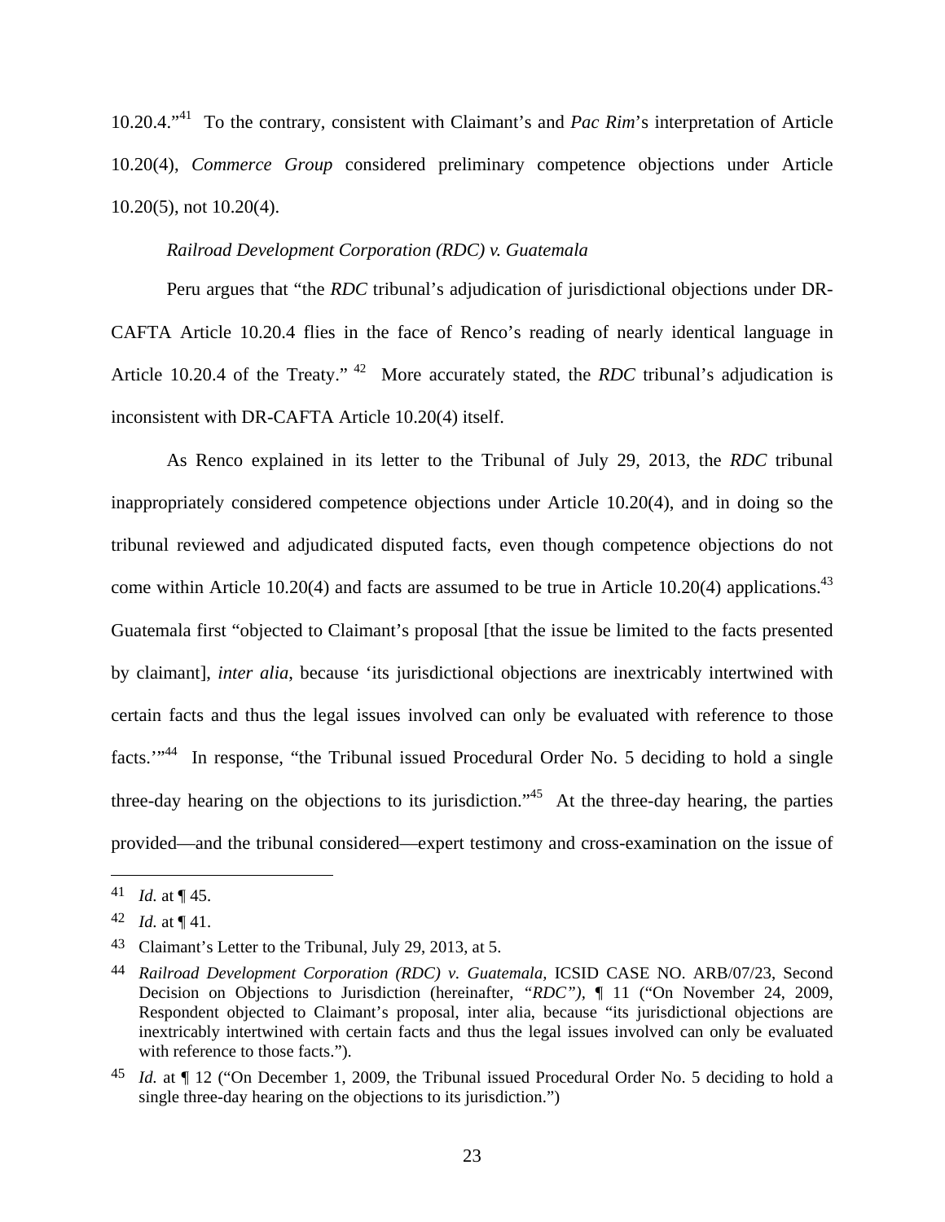10.20.4."[41] To the contrary, consistent with Claimant's and *Pac Rim*'s interpretation of Article 10.20(4), *Commerce Group* considered preliminary competence objections under Article 10.20(5), not 10.20(4).

*Railroad Development Corporation (RDC) v. Guatemala*

Peru argues that "the *RDC* tribunal's adjudication of jurisdictional objections under DR-CAFTA Article 10.20.4 flies in the face of Renco's reading of nearly identical language in Article 10.20.4 of the Treaty."[42] More accurately stated, the *RDC* tribunal's adjudication is inconsistent with DR-CAFTA Article 10.20(4) itself.

As Renco explained in its letter to the Tribunal of July 29, 2013, the *RDC* tribunal inappropriately considered competence objections under Article 10.20(4), and in doing so the tribunal reviewed and adjudicated disputed facts, even though competence objections do not come within Article 10.20(4) and facts are assumed to be true in Article 10.20(4) applications.[43] Guatemala first "objected to Claimant's proposal [that the issue be limited to the facts presented by claimant], *inter alia*, because 'its jurisdictional objections are inextricably intertwined with certain facts and thus the legal issues involved can only be evaluated with reference to those facts.'"[44] In response, "the Tribunal issued Procedural Order No. 5 deciding to hold a single three-day hearing on the objections to its jurisdiction."[45] At the three-day hearing, the parties provided—and the tribunal considered—expert testimony and cross-examination on the issue of

---

41 *Id.* at ¶ 45.

42 *Id.* at ¶ 41.

43 Claimant's Letter to the Tribunal, July 29, 2013, at 5.

44 *Railroad Development Corporation (RDC) v. Guatemala,* ICSID CASE NO. ARB/07/23, Second Decision on Objections to Jurisdiction (hereinafter, *"RDC"),* ¶ 11 ("On November 24, 2009, Respondent objected to Claimant's proposal, inter alia, because "its jurisdictional objections are inextricably intertwined with certain facts and thus the legal issues involved can only be evaluated with reference to those facts.").

45 *Id.* at ¶ 12 ("On December 1, 2009, the Tribunal issued Procedural Order No. 5 deciding to hold a single three-day hearing on the objections to its jurisdiction.")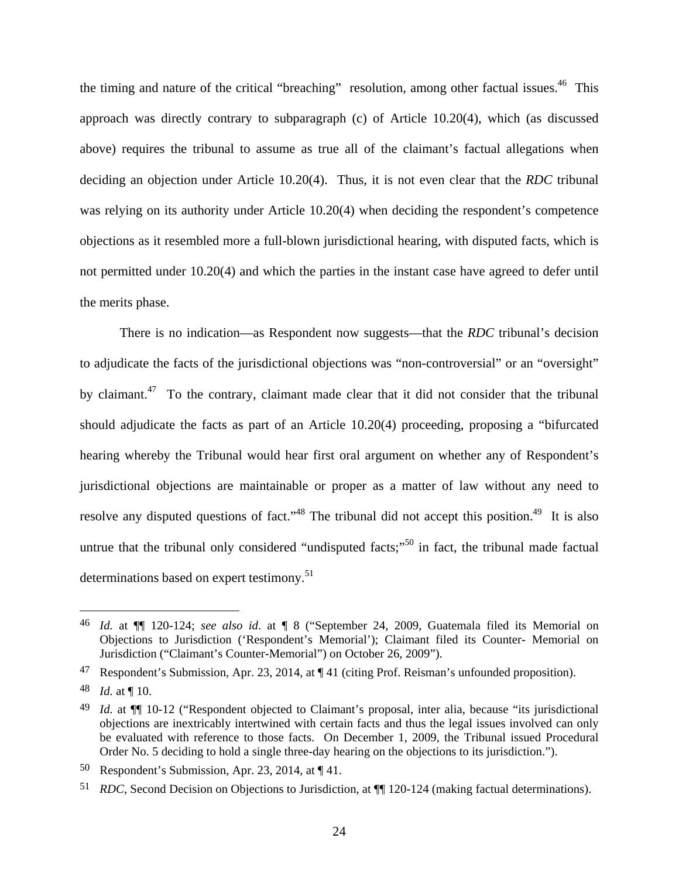the timing and nature of the critical "breaching" resolution, among other factual issues.[46] This approach was directly contrary to subparagraph (c) of Article 10.20(4), which (as discussed above) requires the tribunal to assume as true all of the claimant's factual allegations when deciding an objection under Article 10.20(4). Thus, it is not even clear that the *RDC* tribunal was relying on its authority under Article 10.20(4) when deciding the respondent's competence objections as it resembled more a full-blown jurisdictional hearing, with disputed facts, which is not permitted under 10.20(4) and which the parties in the instant case have agreed to defer until the merits phase.

There is no indication—as Respondent now suggests—that the *RDC* tribunal's decision to adjudicate the facts of the jurisdictional objections was "non-controversial" or an "oversight" by claimant.[47] To the contrary, claimant made clear that it did not consider that the tribunal should adjudicate the facts as part of an Article 10.20(4) proceeding, proposing a "bifurcated hearing whereby the Tribunal would hear first oral argument on whether any of Respondent's jurisdictional objections are maintainable or proper as a matter of law without any need to resolve any disputed questions of fact."[48] The tribunal did not accept this position.[49] It is also untrue that the tribunal only considered "undisputed facts;"[50] in fact, the tribunal made factual determinations based on expert testimony.[51]

---

46 *Id.* at ¶¶ 120-124; *see also id*. at ¶ 8 ("September 24, 2009, Guatemala filed its Memorial on Objections to Jurisdiction ('Respondent's Memorial'); Claimant filed its Counter- Memorial on Jurisdiction ("Claimant's Counter-Memorial") on October 26, 2009").

47 Respondent's Submission, Apr. 23, 2014, at ¶ 41 (citing Prof. Reisman's unfounded proposition).

48 *Id.* at ¶ 10.

49 *Id.* at ¶¶ 10-12 ("Respondent objected to Claimant's proposal, inter alia, because "its jurisdictional objections are inextricably intertwined with certain facts and thus the legal issues involved can only be evaluated with reference to those facts. On December 1, 2009, the Tribunal issued Procedural Order No. 5 deciding to hold a single three-day hearing on the objections to its jurisdiction.").

50 Respondent's Submission, Apr. 23, 2014, at ¶ 41.

51 *RDC*, Second Decision on Objections to Jurisdiction, at ¶¶ 120-124 (making factual determinations).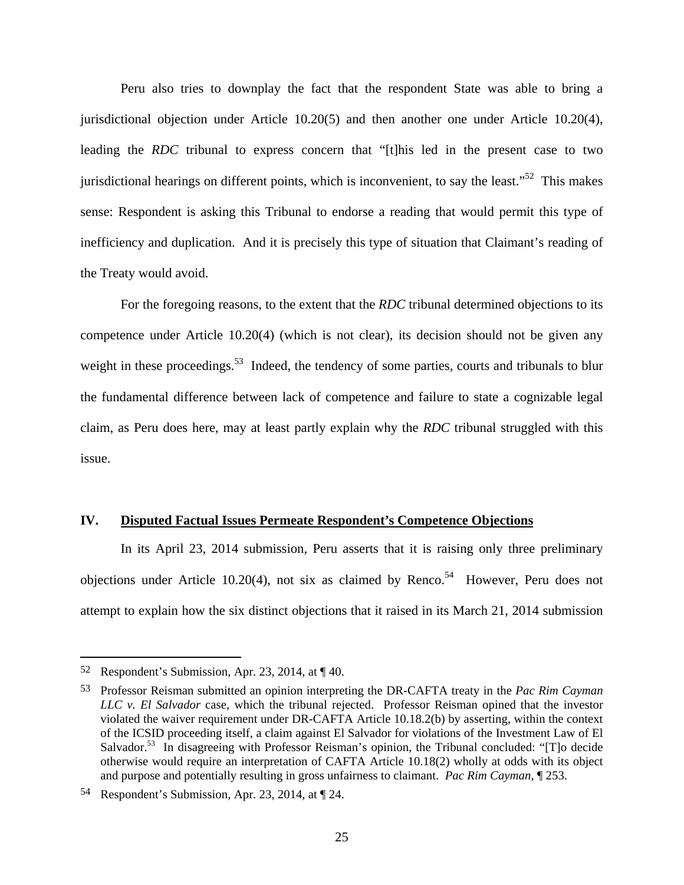Peru also tries to downplay the fact that the respondent State was able to bring a jurisdictional objection under Article 10.20(5) and then another one under Article 10.20(4), leading the *RDC* tribunal to express concern that "[t]his led in the present case to two jurisdictional hearings on different points, which is inconvenient, to say the least."[52] This makes sense: Respondent is asking this Tribunal to endorse a reading that would permit this type of inefficiency and duplication. And it is precisely this type of situation that Claimant's reading of the Treaty would avoid.

For the foregoing reasons, to the extent that the *RDC* tribunal determined objections to its competence under Article 10.20(4) (which is not clear), its decision should not be given any weight in these proceedings.[53] Indeed, the tendency of some parties, courts and tribunals to blur the fundamental difference between lack of competence and failure to state a cognizable legal claim, as Peru does here, may at least partly explain why the *RDC* tribunal struggled with this issue.

## IV. Disputed Factual Issues Permeate Respondent's Competence Objections

In its April 23, 2014 submission, Peru asserts that it is raising only three preliminary objections under Article 10.20(4), not six as claimed by Renco.[54] However, Peru does not attempt to explain how the six distinct objections that it raised in its March 21, 2014 submission

---

[52] Respondent's Submission, Apr. 23, 2014, at ¶ 40.

[53] Professor Reisman submitted an opinion interpreting the DR-CAFTA treaty in the *Pac Rim Cayman LLC v. El Salvador* case, which the tribunal rejected. Professor Reisman opined that the investor violated the waiver requirement under DR-CAFTA Article 10.18.2(b) by asserting, within the context of the ICSID proceeding itself, a claim against El Salvador for violations of the Investment Law of El Salvador.[53] In disagreeing with Professor Reisman's opinion, the Tribunal concluded: "[T]o decide otherwise would require an interpretation of CAFTA Article 10.18(2) wholly at odds with its object and purpose and potentially resulting in gross unfairness to claimant. *Pac Rim Cayman*, ¶ 253.

[54] Respondent's Submission, Apr. 23, 2014, at ¶ 24.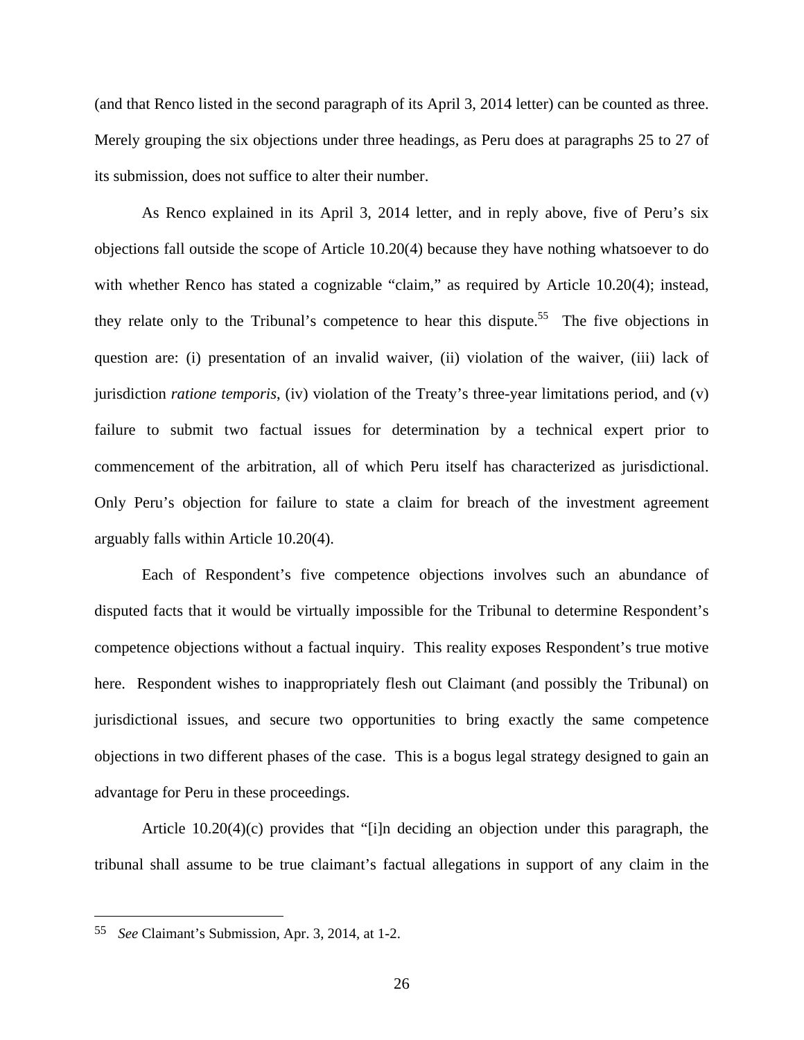(and that Renco listed in the second paragraph of its April 3, 2014 letter) can be counted as three. Merely grouping the six objections under three headings, as Peru does at paragraphs 25 to 27 of its submission, does not suffice to alter their number.

As Renco explained in its April 3, 2014 letter, and in reply above, five of Peru's six objections fall outside the scope of Article 10.20(4) because they have nothing whatsoever to do with whether Renco has stated a cognizable "claim," as required by Article 10.20(4); instead, they relate only to the Tribunal's competence to hear this dispute.[55] The five objections in question are: (i) presentation of an invalid waiver, (ii) violation of the waiver, (iii) lack of jurisdiction *ratione temporis*, (iv) violation of the Treaty's three-year limitations period, and (v) failure to submit two factual issues for determination by a technical expert prior to commencement of the arbitration, all of which Peru itself has characterized as jurisdictional. Only Peru's objection for failure to state a claim for breach of the investment agreement arguably falls within Article 10.20(4).

Each of Respondent's five competence objections involves such an abundance of disputed facts that it would be virtually impossible for the Tribunal to determine Respondent's competence objections without a factual inquiry. This reality exposes Respondent's true motive here. Respondent wishes to inappropriately flesh out Claimant (and possibly the Tribunal) on jurisdictional issues, and secure two opportunities to bring exactly the same competence objections in two different phases of the case. This is a bogus legal strategy designed to gain an advantage for Peru in these proceedings.

Article 10.20(4)(c) provides that "[i]n deciding an objection under this paragraph, the tribunal shall assume to be true claimant's factual allegations in support of any claim in the

---

55 *See* Claimant's Submission, Apr. 3, 2014, at 1-2.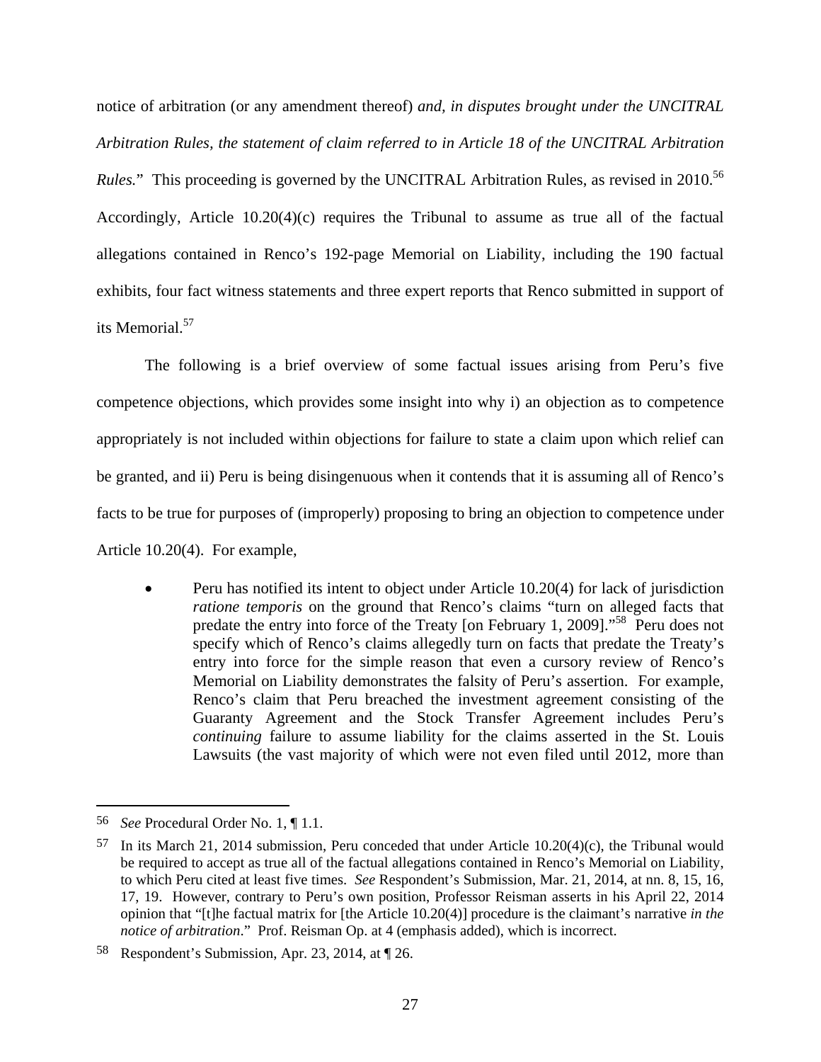notice of arbitration (or any amendment thereof) *and, in disputes brought under the UNCITRAL Arbitration Rules, the statement of claim referred to in Article 18 of the UNCITRAL Arbitration Rules.*" This proceeding is governed by the UNCITRAL Arbitration Rules, as revised in 2010.[56] Accordingly, Article 10.20(4)(c) requires the Tribunal to assume as true all of the factual allegations contained in Renco's 192-page Memorial on Liability, including the 190 factual exhibits, four fact witness statements and three expert reports that Renco submitted in support of its Memorial.[57]

The following is a brief overview of some factual issues arising from Peru's five competence objections, which provides some insight into why i) an objection as to competence appropriately is not included within objections for failure to state a claim upon which relief can be granted, and ii) Peru is being disingenuous when it contends that it is assuming all of Renco's facts to be true for purposes of (improperly) proposing to bring an objection to competence under Article 10.20(4). For example,

- Peru has notified its intent to object under Article 10.20(4) for lack of jurisdiction *ratione temporis* on the ground that Renco's claims "turn on alleged facts that predate the entry into force of the Treaty [on February 1, 2009]."[58] Peru does not specify which of Renco's claims allegedly turn on facts that predate the Treaty's entry into force for the simple reason that even a cursory review of Renco's Memorial on Liability demonstrates the falsity of Peru's assertion. For example, Renco's claim that Peru breached the investment agreement consisting of the Guaranty Agreement and the Stock Transfer Agreement includes Peru's *continuing* failure to assume liability for the claims asserted in the St. Louis Lawsuits (the vast majority of which were not even filed until 2012, more than

---

56 *See* Procedural Order No. 1, ¶ 1.1.

57 In its March 21, 2014 submission, Peru conceded that under Article 10.20(4)(c), the Tribunal would be required to accept as true all of the factual allegations contained in Renco's Memorial on Liability, to which Peru cited at least five times. *See* Respondent's Submission, Mar. 21, 2014, at nn. 8, 15, 16, 17, 19. However, contrary to Peru's own position, Professor Reisman asserts in his April 22, 2014 opinion that "[t]he factual matrix for [the Article 10.20(4)] procedure is the claimant's narrative *in the notice of arbitration*." Prof. Reisman Op. at 4 (emphasis added), which is incorrect.

58 Respondent's Submission, Apr. 23, 2014, at ¶ 26.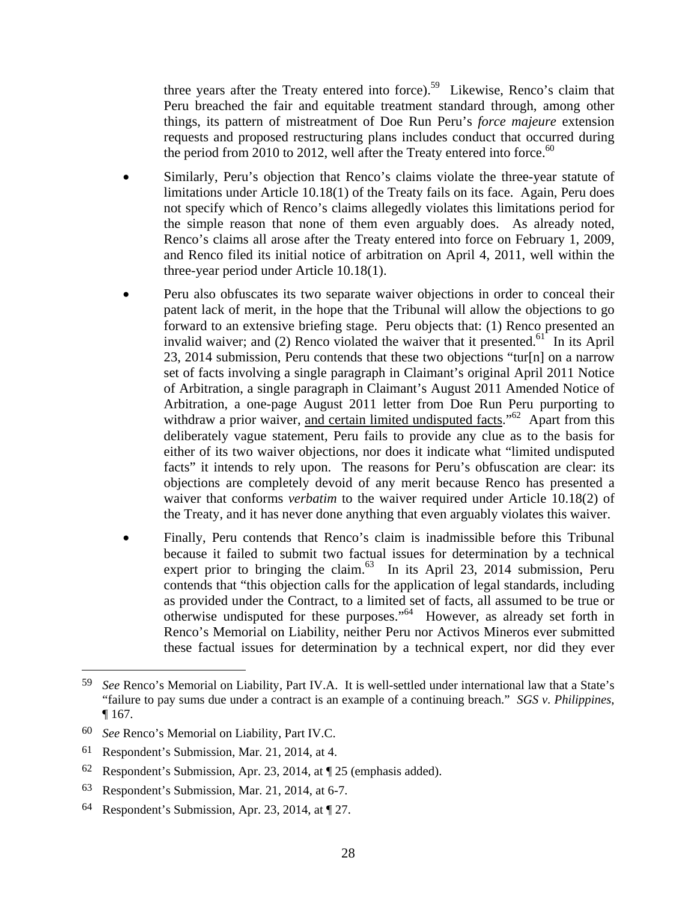three years after the Treaty entered into force).[59] Likewise, Renco's claim that Peru breached the fair and equitable treatment standard through, among other things, its pattern of mistreatment of Doe Run Peru's *force majeure* extension requests and proposed restructuring plans includes conduct that occurred during the period from 2010 to 2012, well after the Treaty entered into force.[60]

- Similarly, Peru's objection that Renco's claims violate the three-year statute of limitations under Article 10.18(1) of the Treaty fails on its face. Again, Peru does not specify which of Renco's claims allegedly violates this limitations period for the simple reason that none of them even arguably does. As already noted, Renco's claims all arose after the Treaty entered into force on February 1, 2009, and Renco filed its initial notice of arbitration on April 4, 2011, well within the three-year period under Article 10.18(1).

- Peru also obfuscates its two separate waiver objections in order to conceal their patent lack of merit, in the hope that the Tribunal will allow the objections to go forward to an extensive briefing stage. Peru objects that: (1) Renco presented an invalid waiver; and (2) Renco violated the waiver that it presented.[61] In its April 23, 2014 submission, Peru contends that these two objections "tur[n] on a narrow set of facts involving a single paragraph in Claimant's original April 2011 Notice of Arbitration, a single paragraph in Claimant's August 2011 Amended Notice of Arbitration, a one-page August 2011 letter from Doe Run Peru purporting to withdraw a prior waiver, <u>and certain limited undisputed facts</u>."[62] Apart from this deliberately vague statement, Peru fails to provide any clue as to the basis for either of its two waiver objections, nor does it indicate what "limited undisputed facts" it intends to rely upon. The reasons for Peru's obfuscation are clear: its objections are completely devoid of any merit because Renco has presented a waiver that conforms *verbatim* to the waiver required under Article 10.18(2) of the Treaty, and it has never done anything that even arguably violates this waiver.

- Finally, Peru contends that Renco's claim is inadmissible before this Tribunal because it failed to submit two factual issues for determination by a technical expert prior to bringing the claim.[63] In its April 23, 2014 submission, Peru contends that "this objection calls for the application of legal standards, including as provided under the Contract, to a limited set of facts, all assumed to be true or otherwise undisputed for these purposes."[64] However, as already set forth in Renco's Memorial on Liability, neither Peru nor Activos Mineros ever submitted these factual issues for determination by a technical expert, nor did they ever

---

[59] *See* Renco's Memorial on Liability, Part IV.A. It is well-settled under international law that a State's "failure to pay sums due under a contract is an example of a continuing breach." *SGS v. Philippines*, ¶ 167.

[60] *See* Renco's Memorial on Liability, Part IV.C.

[61] Respondent's Submission, Mar. 21, 2014, at 4.

[62] Respondent's Submission, Apr. 23, 2014, at ¶ 25 (emphasis added).

[63] Respondent's Submission, Mar. 21, 2014, at 6-7.

[64] Respondent's Submission, Apr. 23, 2014, at ¶ 27.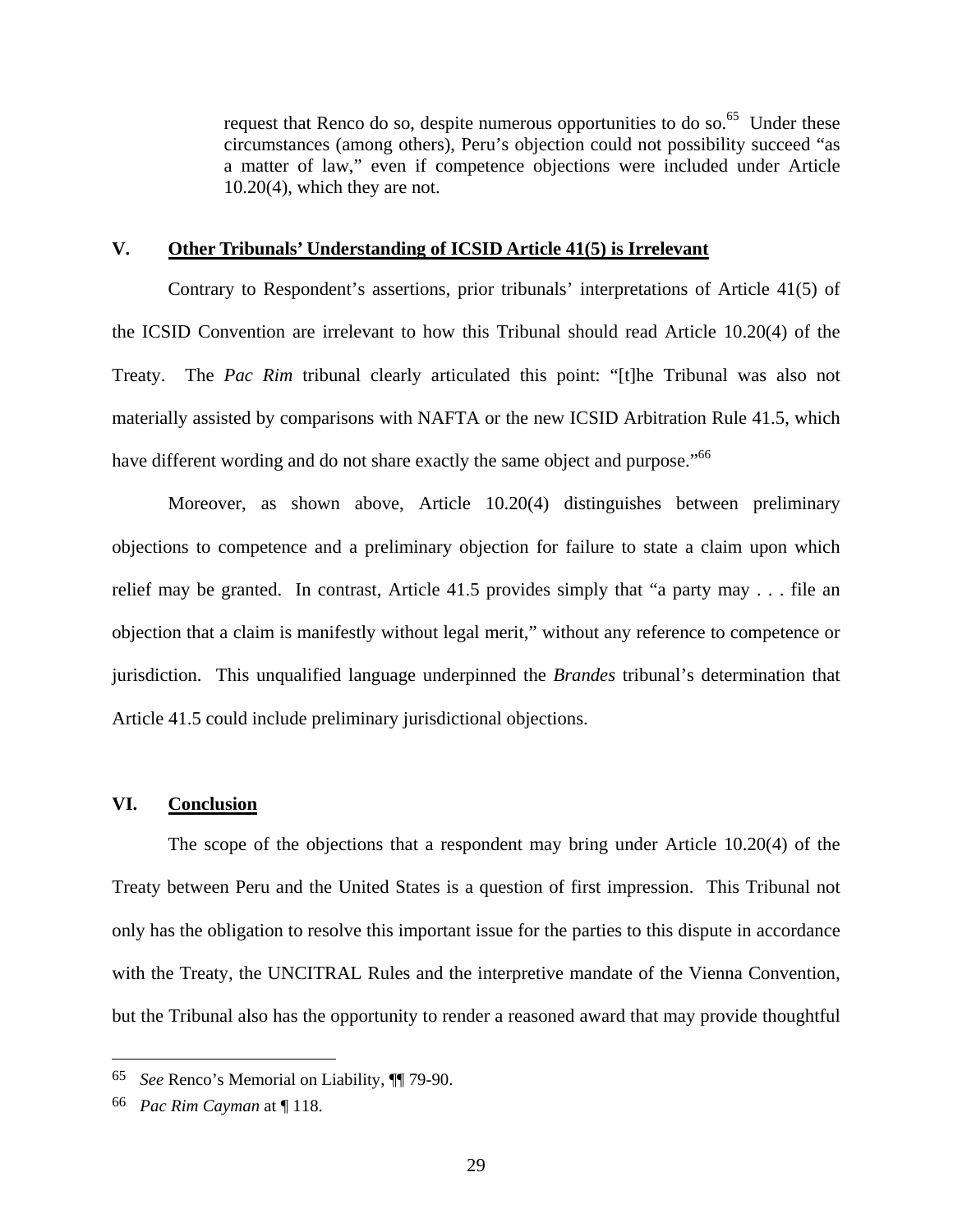request that Renco do so, despite numerous opportunities to do so.[65] Under these circumstances (among others), Peru's objection could not possibility succeed "as a matter of law," even if competence objections were included under Article 10.20(4), which they are not.

## V. Other Tribunals' Understanding of ICSID Article 41(5) is Irrelevant

Contrary to Respondent's assertions, prior tribunals' interpretations of Article 41(5) of the ICSID Convention are irrelevant to how this Tribunal should read Article 10.20(4) of the Treaty. The *Pac Rim* tribunal clearly articulated this point: "[t]he Tribunal was also not materially assisted by comparisons with NAFTA or the new ICSID Arbitration Rule 41.5, which have different wording and do not share exactly the same object and purpose."[66]

Moreover, as shown above, Article 10.20(4) distinguishes between preliminary objections to competence and a preliminary objection for failure to state a claim upon which relief may be granted. In contrast, Article 41.5 provides simply that "a party may . . . file an objection that a claim is manifestly without legal merit," without any reference to competence or jurisdiction. This unqualified language underpinned the *Brandes* tribunal's determination that Article 41.5 could include preliminary jurisdictional objections.

## VI. Conclusion

The scope of the objections that a respondent may bring under Article 10.20(4) of the Treaty between Peru and the United States is a question of first impression. This Tribunal not only has the obligation to resolve this important issue for the parties to this dispute in accordance with the Treaty, the UNCITRAL Rules and the interpretive mandate of the Vienna Convention, but the Tribunal also has the opportunity to render a reasoned award that may provide thoughtful

---

[65] *See* Renco's Memorial on Liability, ¶¶ 79-90.

[66] *Pac Rim Cayman* at ¶ 118.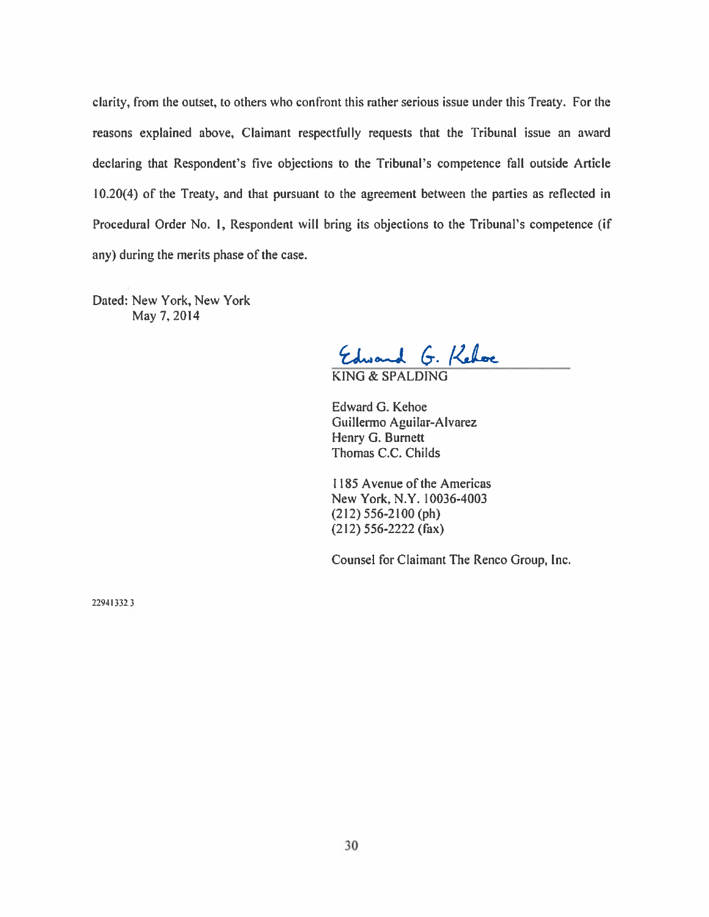clarity, from the outset, to others who confront this rather serious issue under this Treaty. For the reasons explained above, Claimant respectfully requests that the Tribunal issue an award declaring that Respondent's five objections to the Tribunal's competence fall outside Article 10.20(4) of the Treaty, and that pursuant to the agreement between the parties as reflected in Procedural Order No. 1, Respondent will bring its objections to the Tribunal's competence (if any) during the merits phase of the case.

Dated: New York, New York
May 7, 2014

Edward G. Kehoe

KING & SPALDING

Edward G. Kehoe
Guillermo Aguilar-Alvarez
Henry G. Burnett
Thomas C.C. Childs

1185 Avenue of the Americas
New York, N.Y. 10036-4003
(212) 556-2100 (ph)
(212) 556-2222 (fax)

Counsel for Claimant The Renco Group, Inc.

22941332 3